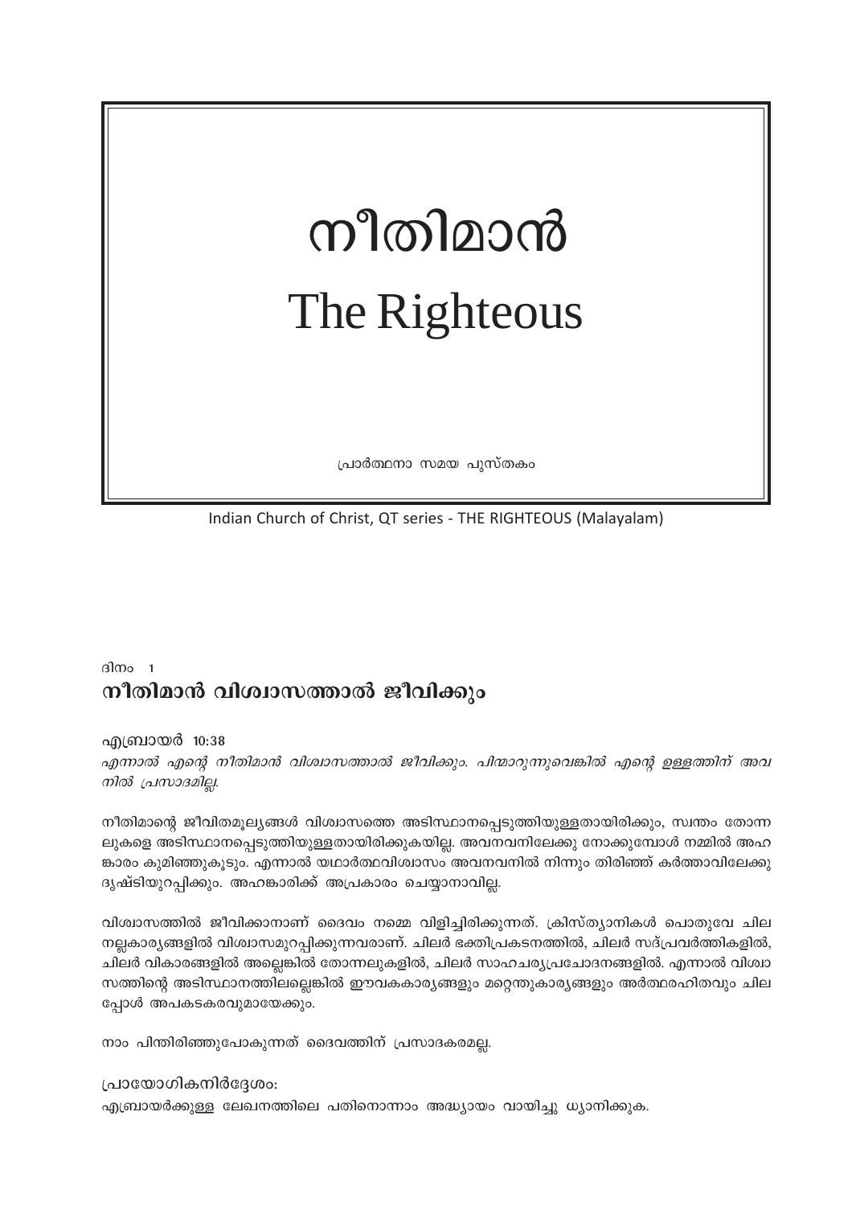# നീതിമാൻ

# The Righteous

പ്രാർത്ഥനാ സമയ പുസ്തകം

Indian Church of Christ, QT series - THE RIGHTEOUS (Malayalam)

ദിനം 1

## നീതിമാൻ വിശ്വാസത്താൽ ജീവിക്കും

എബ്രായർ 10:38

*എന്നാൽ എന്റെ നീതിമാൻ വിശ്വാസത്താൽ ജീവിക്കും. പിന്മാറുന്നുവെങ്കിൽ എന്റെ ഉള്ളത്തിന് അവനിൽ പ്രസാദമില്ല.*

നീതിമാന്റെ ജീവിതമൂല്യങ്ങൾ വിശ്വാസത്തെ അടിസ്ഥാനപ്പെടുത്തിയുള്ളതായിരിക്കും, സ്വന്തം തോന്നലുകളെ അടിസ്ഥാനപ്പെടുത്തിയുള്ളതായിരിക്കുകയില്ല. അവനവനിലേക്കു നോക്കുമ്പോൾ നമ്മിൽ അഹങ്കാരം കുമിഞ്ഞുകൂടും. എന്നാൽ യഥാർത്ഥവിശ്വാസം അവനവനിൽ നിന്നും തിരിഞ്ഞ് കർത്താവിലേക്കു ദൃഷ്ടിയുറപ്പിക്കും. അഹങ്കാരിക്ക് അപ്രകാരം ചെയ്യാനാവില്ല.

വിശ്വാസത്തിൽ ജീവിക്കാനാണ് ദൈവം നമ്മെ വിളിച്ചിരിക്കുന്നത്. ക്രിസ്ത്യാനികൾ പൊതുവേ ചില നല്ലകാര്യങ്ങളിൽ വിശ്വാസമുറപ്പിക്കുന്നവരാണ്. ചിലർ ഭക്തിപ്രകടനത്തിൽ, ചിലർ സദ്പ്രവർത്തികളിൽ, ചിലർ വികാരങ്ങളിൽ അല്ലെങ്കിൽ തോന്നലുകളിൽ, ചിലർ സാഹചര്യപ്രചോദനങ്ങളിൽ. എന്നാൽ വിശ്വാസത്തിന്റെ അടിസ്ഥാനത്തിലല്ലെങ്കിൽ ഈവകകാര്യങ്ങളും മറ്റെന്തുകാര്യങ്ങളും അർത്ഥരഹിതവും ചിലപ്പോൾ അപകടകരവുമായേക്കും.

നാം പിന്തിരിഞ്ഞുപോകുന്നത് ദൈവത്തിന് പ്രസാദകരമല്ല.

പ്രായോഗികനിർദ്ദേശം:

എബ്രായർക്കുള്ള ലേഖനത്തിലെ പതിനൊന്നാം അദ്ധ്യായം വായിച്ചു ധ്യാനിക്കുക.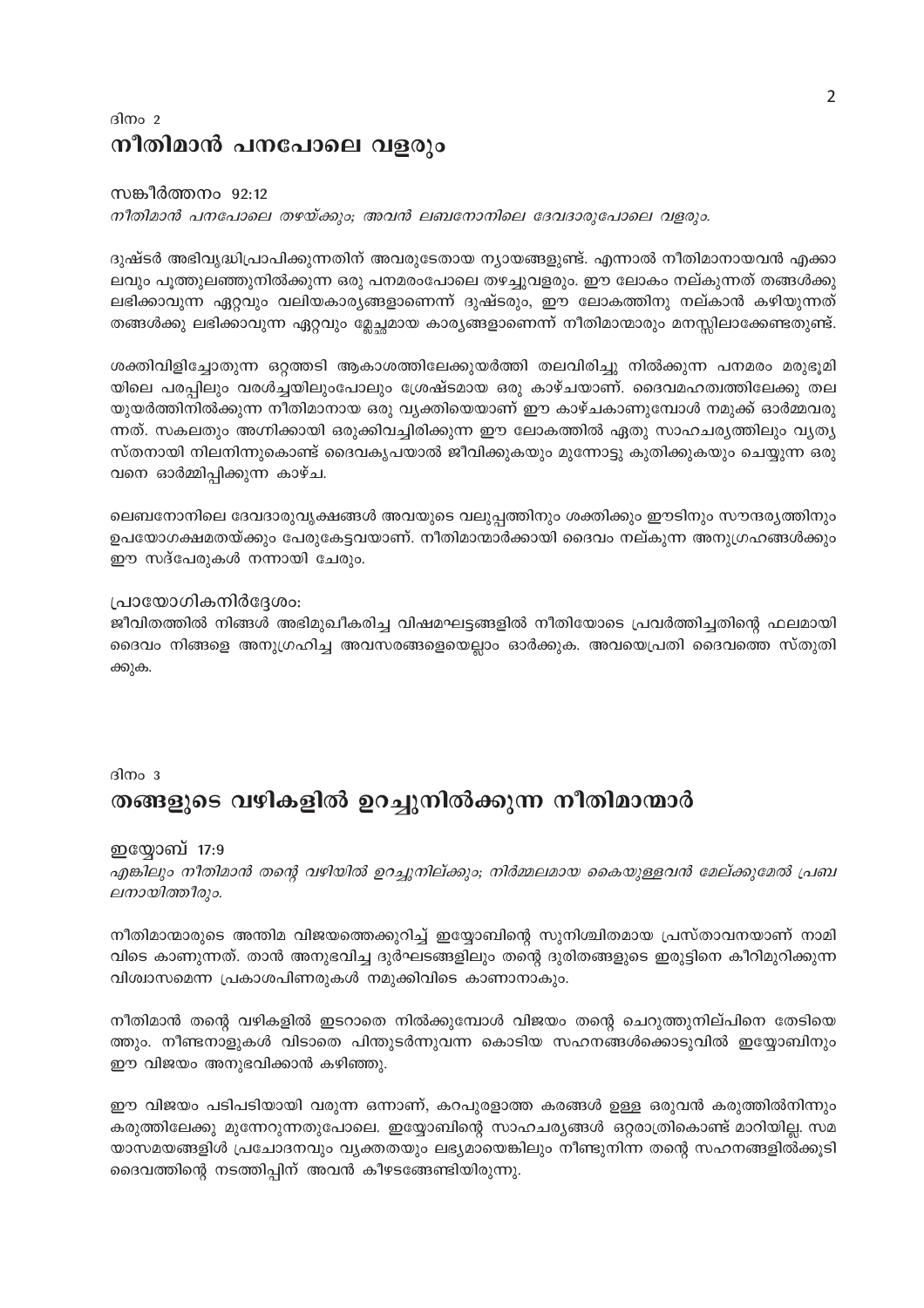ദിനം 2

# നീതിമാൻ പനപോലെ വളരും

സങ്കീർത്തനം 92:12

*നീതിമാൻ പനപോലെ തഴയ്ക്കും; അവൻ ലബനോനിലെ ദേവദാരുപോലെ വളരും.*

ദുഷ്ടർ അഭിവൃദ്ധിപ്രാപിക്കുന്നതിന് അവരുടേതായ ന്യായങ്ങളുണ്ട്. എന്നാൽ നീതിമാനായവൻ എക്കാലവും പൂത്തുലഞ്ഞുനിൽക്കുന്ന ഒരു പനമരംപോലെ തഴച്ചുവളരും. ഈ ലോകം നല്കുന്നത് തങ്ങൾക്കു ലഭിക്കാവുന്ന ഏറ്റവും വലിയകാര്യങ്ങളാണെന്ന് ദുഷ്ടരും, ഈ ലോകത്തിനു നല്കാൻ കഴിയുന്നത് തങ്ങൾക്കു ലഭിക്കാവുന്ന ഏറ്റവും മ്ലേച്ഛമായ കാര്യങ്ങളാണെന്ന് നീതിമാന്മാരും മനസ്സിലാക്കേണ്ടതുണ്ട്.

ശക്തിവിളിച്ചോതുന്ന ഒറ്റത്തടി ആകാശത്തിലേക്കുയർത്തി തലവിരിച്ചു നിൽക്കുന്ന പനമരം മരുഭൂമിയിലെ പരപ്പിലും വരൾച്ചയിലുംപോലും ശ്രേഷ്ടമായ ഒരു കാഴ്ചയാണ്. ദൈവമഹത്വത്തിലേക്കു തലയുയർത്തിനിൽക്കുന്ന നീതിമാനായ ഒരു വ്യക്തിയെയാണ് ഈ കാഴ്ചകാണുമ്പോൾ നമുക്ക് ഓർമ്മവരുന്നത്. സകലതും അഗ്നിക്കായി ഒരുക്കിവച്ചിരിക്കുന്ന ഈ ലോകത്തിൽ ഏതു സാഹചര്യത്തിലും വ്യത്യസ്തനായി നിലനിന്നുകൊണ്ട് ദൈവകൃപയാൽ ജീവിക്കുകയും മുന്നോട്ടു കുതിക്കുകയും ചെയ്യുന്ന ഒരുവനെ ഓർമ്മിപ്പിക്കുന്ന കാഴ്ച.

ലെബനോനിലെ ദേവദാരുവൃക്ഷങ്ങൾ അവയുടെ വലുപ്പത്തിനും ശക്തിക്കും ഈടിനും സൗന്ദര്യത്തിനും ഉപയോഗക്ഷമതയ്ക്കും പേരുകേട്ടവയാണ്. നീതിമാന്മാർക്കായി ദൈവം നല്കുന്ന അനുഗ്രഹങ്ങൾക്കും ഈ സദ്പേരുകൾ നന്നായി ചേരും.

പ്രായോഗികനിർദ്ദേശം:

ജീവിതത്തിൽ നിങ്ങൾ അഭിമുഖീകരിച്ച വിഷമഘട്ടങ്ങളിൽ നീതിയോടെ പ്രവർത്തിച്ചതിന്റെ ഫലമായി ദൈവം നിങ്ങളെ അനുഗ്രഹിച്ച അവസരങ്ങളെയെല്ലാം ഓർക്കുക. അവയെപ്രതി ദൈവത്തെ സ്തുതിക്കുക.

ദിനം 3

# തങ്ങളുടെ വഴികളിൽ ഉറച്ചുനിൽക്കുന്ന നീതിമാന്മാർ

ഇയ്യോബ് 17:9

*എങ്കിലും നീതിമാൻ തന്റെ വഴിയിൽ ഉറച്ചുനില്ക്കും; നിർമ്മലമായ കൈയുള്ളവൻ മേല്ക്കുമേൽ പ്രബലനായിത്തീരും.*

നീതിമാന്മാരുടെ അന്തിമ വിജയത്തെക്കുറിച്ച് ഇയ്യോബിന്റെ സുനിശ്ചിതമായ പ്രസ്താവനയാണ് നാമിവിടെ കാണുന്നത്. താൻ അനുഭവിച്ച ദുർഘടങ്ങളിലും തന്റെ ദുരിതങ്ങളുടെ ഇരുട്ടിനെ കീറിമുറിക്കുന്ന വിശ്വാസമെന്ന പ്രകാശപിണരുകൾ നമുക്കിവിടെ കാണാനാകും.

നീതിമാൻ തന്റെ വഴികളിൽ ഇടറാതെ നിൽക്കുമ്പോൾ വിജയം തന്റെ ചെറുത്തുനില്പിനെ തേടിയെത്തും. നീണ്ടനാളുകൾ വിടാതെ പിന്തുടർന്നുവന്ന കൊടിയ സഹനങ്ങൾക്കൊടുവിൽ ഇയ്യോബിനും ഈ വിജയം അനുഭവിക്കാൻ കഴിഞ്ഞു.

ഈ വിജയം പടിപടിയായി വരുന്ന ഒന്നാണ്, കറപുരളാത്ത കരങ്ങൾ ഉള്ള ഒരുവൻ കരുത്തിൽനിന്നും കരുത്തിലേക്കു മുന്നേറുന്നതുപോലെ. ഇയ്യോബിന്റെ സാഹചര്യങ്ങൾ ഒറ്റരാത്രികൊണ്ട് മാറിയില്ല. സമയാസമയങ്ങളിൽ പ്രചോദനവും വ്യക്തതയും ലഭ്യമായെങ്കിലും നീണ്ടുനിന്ന തന്റെ സഹനങ്ങളിൽക്കൂടി ദൈവത്തിന്റെ നടത്തിപ്പിന് അവൻ കീഴടങ്ങേണ്ടിയിരുന്നു.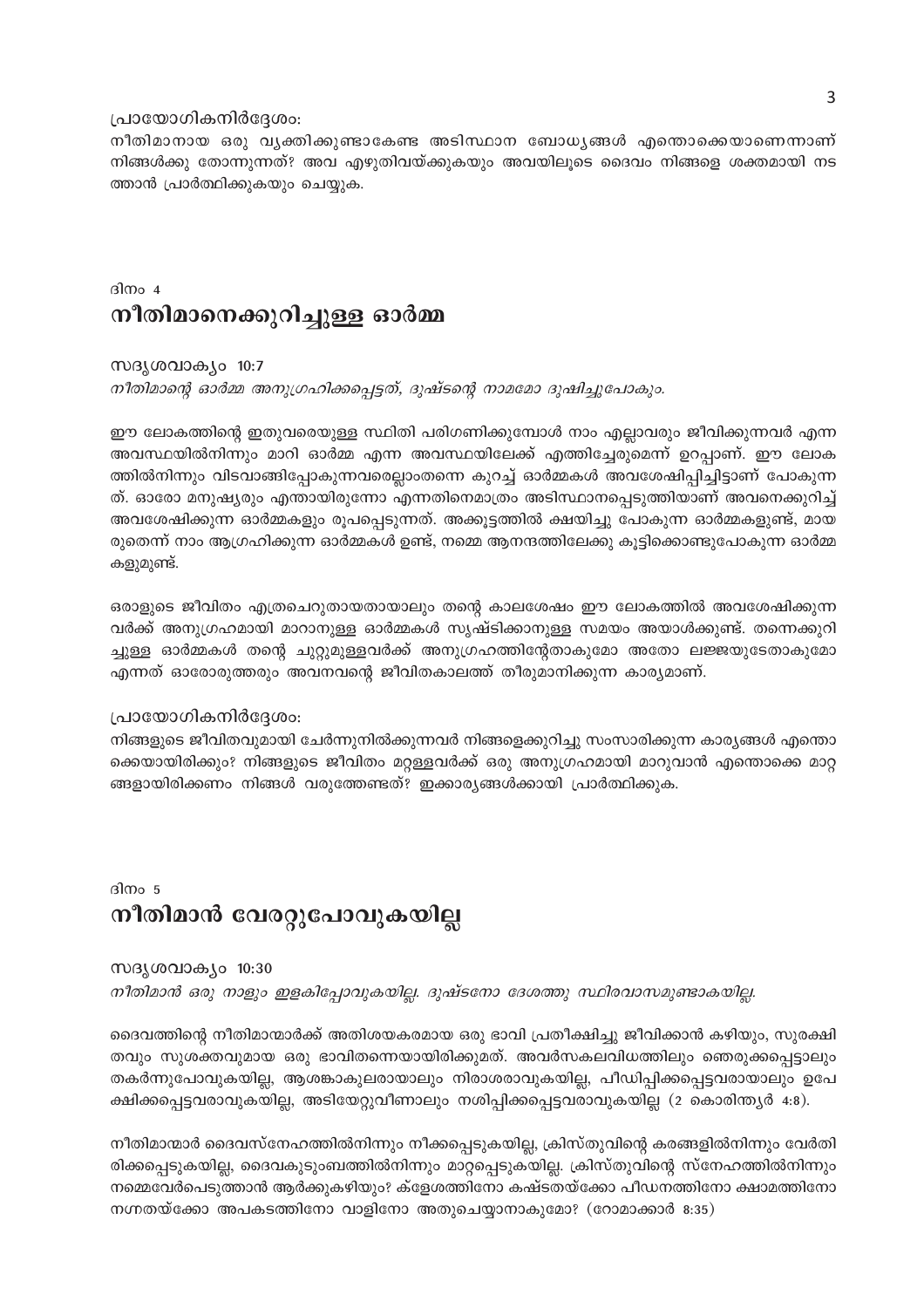പ്രായോഗികനിർദ്ദേശം:

നീതിമാനായ ഒരു വ്യക്തിക്കുണ്ടാകേണ്ട അടിസ്ഥാന ബോധ്യങ്ങൾ എന്തൊക്കെയാണെന്നാണ് നിങ്ങൾക്കു തോന്നുന്നത്? അവ എഴുതിവയ്ക്കുകയും അവയിലൂടെ ദൈവം നിങ്ങളെ ശക്തമായി നടത്താൻ പ്രാർത്ഥിക്കുകയും ചെയ്യുക.

ദിനം 4

## നീതിമാനെക്കുറിച്ചുള്ള ഓർമ്മ

സദൃശവാക്യം 10:7

*നീതിമാന്റെ ഓർമ്മ അനുഗ്രഹിക്കപ്പെട്ടത്, ദുഷ്ടന്റെ നാമമോ ദുഷിച്ചുപോകും.*

ഈ ലോകത്തിന്റെ ഇതുവരെയുള്ള സ്ഥിതി പരിഗണിക്കുമ്പോൾ നാം എല്ലാവരും ജീവിക്കുന്നവർ എന്ന അവസ്ഥയിൽനിന്നും മാറി ഓർമ്മ എന്ന അവസ്ഥയിലേക്ക് എത്തിച്ചേരുമെന്ന് ഉറപ്പാണ്. ഈ ലോകത്തിൽനിന്നും വിടവാങ്ങിപ്പോകുന്നവരെല്ലാംതന്നെ കുറച്ച് ഓർമ്മകൾ അവശേഷിപ്പിച്ചിട്ടാണ് പോകുന്നത്. ഓരോ മനുഷ്യരും എന്തായിരുന്നോ എന്നതിനെമാത്രം അടിസ്ഥാനപ്പെടുത്തിയാണ് അവനെക്കുറിച്ച് അവശേഷിക്കുന്ന ഓർമ്മകളും രൂപപ്പെടുന്നത്. അക്കൂട്ടത്തിൽ ക്ഷയിച്ചു പോകുന്ന ഓർമ്മകളുണ്ട്, മായരുതെന്ന് നാം ആഗ്രഹിക്കുന്ന ഓർമ്മകൾ ഉണ്ട്, നമ്മെ ആനന്ദത്തിലേക്കു കൂട്ടിക്കൊണ്ടുപോകുന്ന ഓർമ്മകളുമുണ്ട്.

ഒരാളുടെ ജീവിതം എത്രചെറുതായതായാലും തന്റെ കാലശേഷം ഈ ലോകത്തിൽ അവശേഷിക്കുന്നവർക്ക് അനുഗ്രഹമായി മാറാനുള്ള ഓർമ്മകൾ സൃഷ്ടിക്കാനുള്ള സമയം അയാൾക്കുണ്ട്. തന്നെക്കുറിച്ചുള്ള ഓർമ്മകൾ തന്റെ ചുറ്റുമുള്ളവർക്ക് അനുഗ്രഹത്തിന്റേതാകുമോ അതോ ലജ്ജയുടേതാകുമോ എന്നത് ഓരോരുത്തരും അവനവന്റെ ജീവിതകാലത്ത് തീരുമാനിക്കുന്ന കാര്യമാണ്.

പ്രായോഗികനിർദ്ദേശം:

നിങ്ങളുടെ ജീവിതവുമായി ചേർന്നുനിൽക്കുന്നവർ നിങ്ങളെക്കുറിച്ചു സംസാരിക്കുന്ന കാര്യങ്ങൾ എന്തൊക്കെയായിരിക്കും? നിങ്ങളുടെ ജീവിതം മറ്റുള്ളവർക്ക് ഒരു അനുഗ്രഹമായി മാറുവാൻ എന്തൊക്കെ മാറ്റങ്ങളായിരിക്കണം നിങ്ങൾ വരുത്തേണ്ടത്? ഇക്കാര്യങ്ങൾക്കായി പ്രാർത്ഥിക്കുക.

ദിനം 5

## നീതിമാൻ വേരറ്റുപോവുകയില്ല

സദൃശവാക്യം 10:30

*നീതിമാൻ ഒരു നാളും ഇളകിപ്പോവുകയില്ല. ദുഷ്ടനോ ദേശത്തു സ്ഥിരവാസമുണ്ടാകയില്ല.*

ദൈവത്തിന്റെ നീതിമാന്മാർക്ക് അതിശയകരമായ ഒരു ഭാവി പ്രതീക്ഷിച്ചു ജീവിക്കാൻ കഴിയും, സുരക്ഷിതവും സുശക്തവുമായ ഒരു ഭാവിതന്നെയായിരിക്കുമത്. അവർസകലവിധത്തിലും ഞെരുക്കപ്പെട്ടാലും തകർന്നുപോവുകയില്ല, ആശങ്കാകുലരായാലും നിരാശരാവുകയില്ല, പീഡിപ്പിക്കപ്പെട്ടവരായാലും ഉപേക്ഷിക്കപ്പെട്ടവരാവുകയില്ല, അടിയേറ്റുവീണാലും നശിപ്പിക്കപ്പെട്ടവരാവുകയില്ല (2 കൊരിന്ത്യർ 4:8).

നീതിമാന്മാർ ദൈവസ്നേഹത്തിൽനിന്നും നീക്കപ്പെടുകയില്ല, ക്രിസ്തുവിന്റെ കരങ്ങളിൽനിന്നും വേർതിരിക്കപ്പെടുകയില്ല, ദൈവകുടുംബത്തിൽനിന്നും മാറ്റപ്പെടുകയില്ല. ക്രിസ്തുവിന്റെ സ്നേഹത്തിൽനിന്നും നമ്മെവേർപെടുത്താൻ ആർക്കുകഴിയും? ക്ളേശത്തിനോ കഷ്ടതയ്ക്കോ പീഡനത്തിനോ ക്ഷാമത്തിനോ നഗ്നതയ്ക്കോ അപകടത്തിനോ വാളിനോ അതുചെയ്യാനാകുമോ? (റോമാക്കാർ 8:35)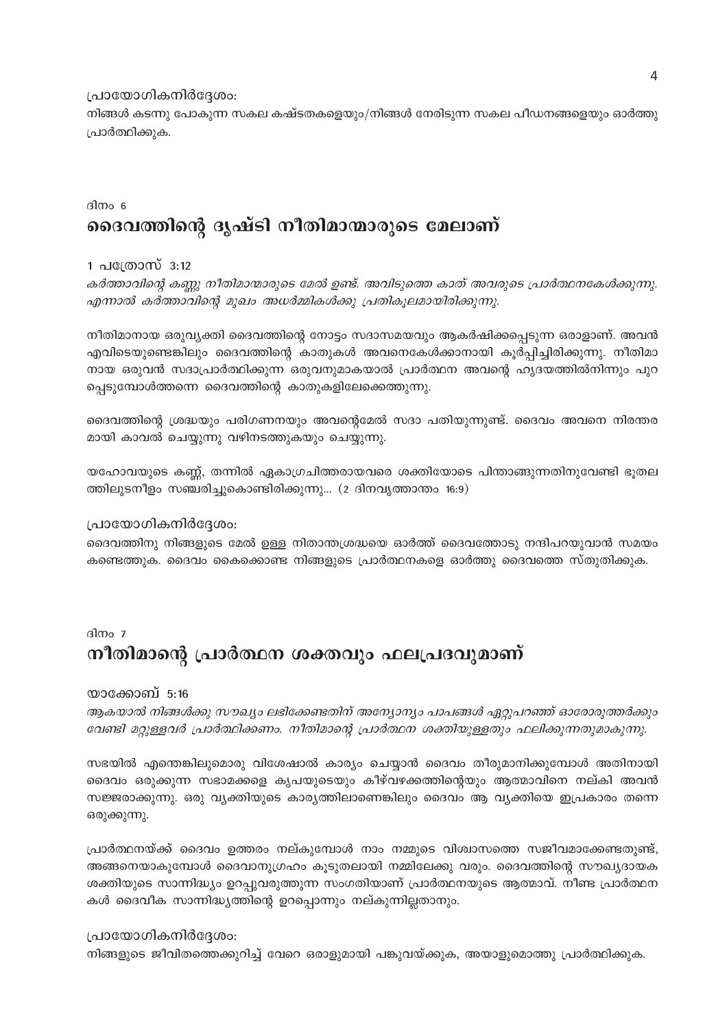പ്രായോഗികനിർദ്ദേശം:

നിങ്ങൾ കടന്നു പോകുന്ന സകല കഷ്ടതകളെയും/നിങ്ങൾ നേരിടുന്ന സകല പീഡനങ്ങളെയും ഓർത്തു പ്രാർത്ഥിക്കുക.

ദിനം 6

## ദൈവത്തിന്റെ ദൃഷ്ടി നീതിമാന്മാരുടെ മേലാണ്

1 പത്രോസ് 3:12

*കർത്താവിന്റെ കണ്ണു നീതിമാന്മാരുടെ മേൽ ഉണ്ട്. അവിടുത്തെ കാത് അവരുടെ പ്രാർത്ഥനകേൾക്കുന്നു. എന്നാൽ കർത്താവിന്റെ മുഖം അധർമ്മികൾക്കു പ്രതികൂലമായിരിക്കുന്നു.*

നീതിമാനായ ഒരുവ്യക്തി ദൈവത്തിന്റെ നോട്ടം സദാസമയവും ആകർഷിക്കപ്പെടുന്ന ഒരാളാണ്. അവൻ എവിടെയുണ്ടെങ്കിലും ദൈവത്തിന്റെ കാതുകൾ അവനെകേൾക്കാനായി കൂർപ്പിച്ചിരിക്കുന്നു. നീതിമാനായ ഒരുവൻ സദാപ്രാർത്ഥിക്കുന്ന ഒരുവനുമാകയാൽ പ്രാർത്ഥന അവന്റെ ഹൃദയത്തിൽനിന്നും പുറപ്പെടുമ്പോൾത്തന്നെ ദൈവത്തിന്റെ കാതുകളിലേക്കെത്തുന്നു.

ദൈവത്തിന്റെ ശ്രദ്ധയും പരിഗണനയും അവന്റെമേൽ സദാ പതിയുന്നുണ്ട്. ദൈവം അവനെ നിരന്തരമായി കാവൽ ചെയ്യുന്നു വഴിനടത്തുകയും ചെയ്യുന്നു.

യഹോവയുടെ കണ്ണ്, തന്നിൽ ഏകാഗ്രചിത്തരായവരെ ശക്തിയോടെ പിന്താങ്ങുന്നതിനുവേണ്ടി ഭൂതലത്തിലുടനീളം സഞ്ചരിച്ചുകൊണ്ടിരിക്കുന്നു... (2 ദിനവൃത്താന്തം 16:9)

പ്രായോഗികനിർദ്ദേശം:

ദൈവത്തിനു നിങ്ങളുടെ മേൽ ഉള്ള നിതാന്തശ്രദ്ധയെ ഓർത്ത് ദൈവത്തോടു നന്ദിപറയുവാൻ സമയം കണ്ടെത്തുക. ദൈവം കൈക്കൊണ്ട നിങ്ങളുടെ പ്രാർത്ഥനകളെ ഓർത്തു ദൈവത്തെ സ്തുതിക്കുക.

ദിനം 7

## നീതിമാന്റെ പ്രാർത്ഥന ശക്തവും ഫലപ്രദവുമാണ്

യാക്കോബ് 5:16

*ആകയാൽ നിങ്ങൾക്കു സൗഖ്യം ലഭിക്കേണ്ടതിന് അന്യോന്യം പാപങ്ങൾ ഏറ്റുപറഞ്ഞ് ഓരോരുത്തർക്കും വേണ്ടി മറ്റുള്ളവർ പ്രാർത്ഥിക്കണം. നീതിമാന്റെ പ്രാർത്ഥന ശക്തിയുള്ളതും ഫലിക്കുന്നതുമാകുന്നു.*

സഭയിൽ എന്തെങ്കിലുമൊരു വിശേഷാൽ കാര്യം ചെയ്യാൻ ദൈവം തീരുമാനിക്കുമ്പോൾ അതിനായി ദൈവം ഒരുക്കുന്ന സഭാമക്കളെ കൃപയുടെയും കീഴ്‌വഴക്കത്തിന്റെയും ആത്മാവിനെ നല്കി അവൻ സജ്ജരാക്കുന്നു. ഒരു വ്യക്തിയുടെ കാര്യത്തിലാണെങ്കിലും ദൈവം ആ വ്യക്തിയെ ഇപ്രകാരം തന്നെ ഒരുക്കുന്നു.

പ്രാർത്ഥനയ്ക്ക് ദൈവം ഉത്തരം നല്കുമ്പോൾ നാം നമ്മുടെ വിശ്വാസത്തെ സജീവമാക്കേണ്ടതുണ്ട്, അങ്ങനെയാകുമ്പോൾ ദൈവാനുഗ്രഹം കൂടുതലായി നമ്മിലേക്കു വരും. ദൈവത്തിന്റെ സൗഖ്യദായക ശക്തിയുടെ സാന്നിദ്ധ്യം ഉറപ്പുവരുത്തുന്ന സംഗതിയാണ് പ്രാർത്ഥനയുടെ ആത്മാവ്. നീണ്ട പ്രാർത്ഥനകൾ ദൈവീക സാന്നിദ്ധ്യത്തിന്റെ ഉറപ്പൊന്നും നല്കുന്നില്ലതാനും.

പ്രായോഗികനിർദ്ദേശം:

നിങ്ങളുടെ ജീവിതത്തെക്കുറിച്ച് വേറെ ഒരാളുമായി പങ്കുവയ്ക്കുക, അയാളുമൊത്തു പ്രാർത്ഥിക്കുക.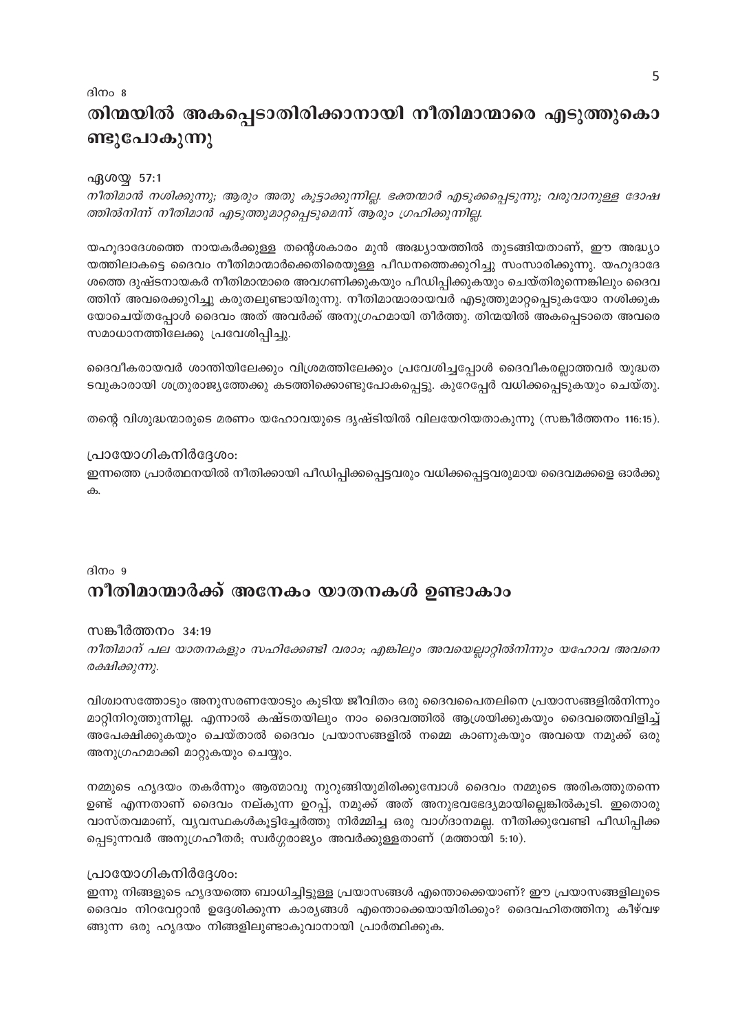ദിനം 8

# തിന്മയിൽ അകപ്പെടാതിരിക്കാനായി നീതിമാന്മാരെ എടുത്തുകൊണ്ടുപോകുന്നു

ഏശയ്യ 57:1

*നീതിമാൻ നശിക്കുന്നു; ആരും അതു കൂട്ടാക്കുന്നില്ല. ഭക്തന്മാർ എടുക്കപ്പെടുന്നു; വരുവാനുള്ള ദോഷത്തിൽനിന്ന് നീതിമാൻ എടുത്തുമാറ്റപ്പെടുമെന്ന് ആരും ഗ്രഹിക്കുന്നില്ല.*

യഹൂദാദേശത്തെ നായകർക്കുള്ള തന്റെശകാരം മുൻ അദ്ധ്യായത്തിൽ തുടങ്ങിയതാണ്, ഈ അദ്ധ്യായത്തിലാകട്ടെ ദൈവം നീതിമാന്മാർക്കെതിരെയുള്ള പീഡനത്തെക്കുറിച്ചു സംസാരിക്കുന്നു. യഹൂദാദേശത്തെ ദുഷ്ടനായകർ നീതിമാന്മാരെ അവഗണിക്കുകയും പീഡിപ്പിക്കുകയും ചെയ്തിരുന്നെങ്കിലും ദൈവത്തിന് അവരെക്കുറിച്ചു കരുതലുണ്ടായിരുന്നു. നീതിമാന്മാരായവർ എടുത്തുമാറ്റപ്പെടുകയോ നശിക്കുകയോചെയ്തപ്പോൾ ദൈവം അത് അവർക്ക് അനുഗ്രഹമായി തീർത്തു. തിന്മയിൽ അകപ്പെടാതെ അവരെ സമാധാനത്തിലേക്കു പ്രവേശിപ്പിച്ചു.

ദൈവികരായവർ ശാന്തിയിലേക്കും വിശ്രമത്തിലേക്കും പ്രവേശിച്ചപ്പോൾ ദൈവീകരല്ലാത്തവർ യുദ്ധതടവുകാരായി ശത്രുരാജ്യത്തേക്കു കടത്തിക്കൊണ്ടുപോകപ്പെട്ടു. കുറേപ്പേർ വധിക്കപ്പെടുകയും ചെയ്തു.

തന്റെ വിശുദ്ധന്മാരുടെ മരണം യഹോവയുടെ ദൃഷ്ടിയിൽ വിലയേറിയതാകുന്നു (സങ്കീർത്തനം 116:15).

പ്രായോഗികനിർദ്ദേശം:

ഇന്നത്തെ പ്രാർത്ഥനയിൽ നീതിക്കായി പീഡിപ്പിക്കപ്പെട്ടവരും വധിക്കപ്പെട്ടവരുമായ ദൈവമക്കളെ ഓർക്കുക.

ദിനം 9

# നീതിമാന്മാർക്ക് അനേകം യാതനകൾ ഉണ്ടാകാം

സങ്കീർത്തനം 34:19

*നീതിമാന് പല യാതനകളും സഹിക്കേണ്ടി വരാം; എങ്കിലും അവയെല്ലാറ്റിൽനിന്നും യഹോവ അവനെ രക്ഷിക്കുന്നു.*

വിശ്വാസത്തോടും അനുസരണയോടും കൂടിയ ജീവിതം ഒരു ദൈവപൈതലിനെ പ്രയാസങ്ങളിൽനിന്നും മാറ്റിനിറുത്തുന്നില്ല. എന്നാൽ കഷ്ടതയിലും നാം ദൈവത്തിൽ ആശ്രയിക്കുകയും ദൈവത്തെവിളിച്ച് അപേക്ഷിക്കുകയും ചെയ്താൽ ദൈവം പ്രയാസങ്ങളിൽ നമ്മെ കാണുകയും അവയെ നമുക്ക് ഒരു അനുഗ്രഹമാക്കി മാറ്റുകയും ചെയ്യും.

നമ്മുടെ ഹൃദയം തകർന്നും ആത്മാവു നുറുങ്ങിയുമിരിക്കുമ്പോൾ ദൈവം നമ്മുടെ അരികത്തുതന്നെ ഉണ്ട് എന്നതാണ് ദൈവം നല്കുന്ന ഉറപ്പ്, നമുക്ക് അത് അനുഭവഭേദ്യമായില്ലെങ്കിൽകൂടി. ഇതൊരു വാസ്തവമാണ്, വ്യവസ്ഥകൾകൂട്ടിച്ചേർത്തു നിർമ്മിച്ച ഒരു വാഗ്ദാനമല്ല. നീതിക്കുവേണ്ടി പീഡിപ്പിക്കപ്പെടുന്നവർ അനുഗ്രഹീതർ; സ്വർഗ്ഗരാജ്യം അവർക്കുള്ളതാണ് (മത്തായി 5:10).

പ്രായോഗികനിർദ്ദേശം:

ഇന്നു നിങ്ങളുടെ ഹൃദയത്തെ ബാധിച്ചിട്ടുള്ള പ്രയാസങ്ങൾ എന്തൊക്കെയാണ്? ഈ പ്രയാസങ്ങളിലൂടെ ദൈവം നിറവേറ്റാൻ ഉദ്ദേശിക്കുന്ന കാര്യങ്ങൾ എന്തൊക്കെയായിരിക്കും? ദൈവഹിതത്തിനു കീഴ്‌വഴങ്ങുന്ന ഒരു ഹൃദയം നിങ്ങളിലുണ്ടാകുവാനായി പ്രാർത്ഥിക്കുക.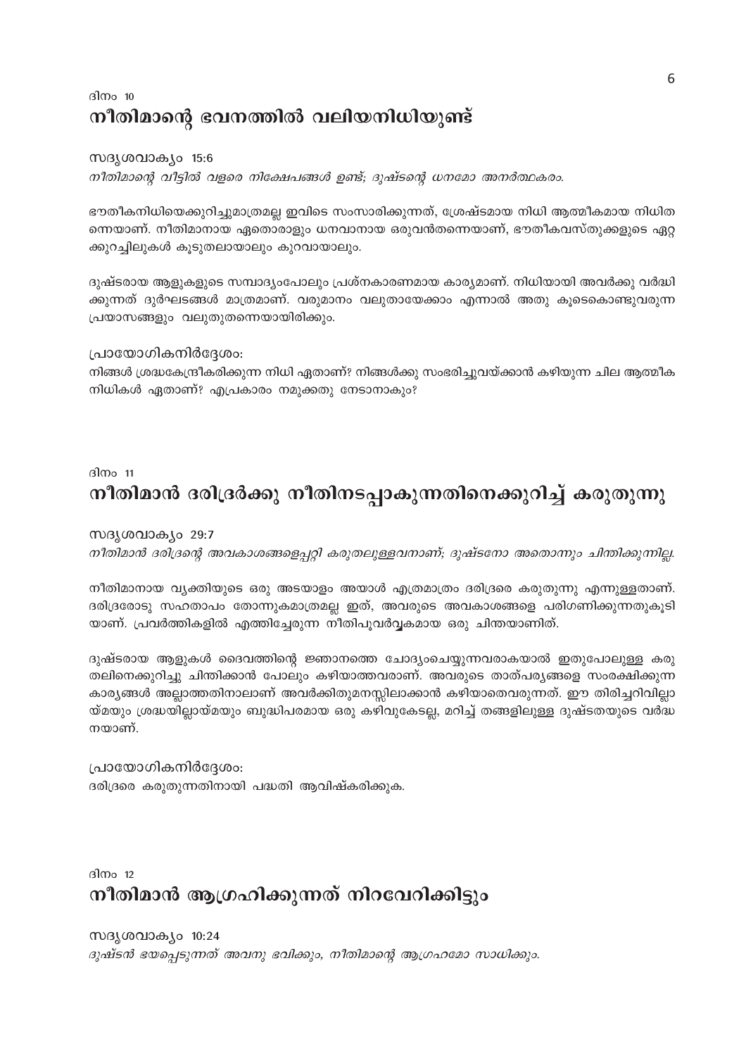ദിനം 10

## നീതിമാന്റെ ഭവനത്തിൽ വലിയനിധിയുണ്ട്

സദൃശവാക്യം 15:6

*നീതിമാന്റെ വീട്ടിൽ വളരെ നിക്ഷേപങ്ങൾ ഉണ്ട്; ദുഷ്ടന്റെ ധനമോ അനർത്ഥകരം.*

ഭൗതീകനിധിയെക്കുറിച്ചുമാത്രമല്ല ഇവിടെ സംസാരിക്കുന്നത്, ശ്രേഷ്ടമായ നിധി ആത്മീകമായ നിധിത ന്നെയാണ്. നീതിമാനായ ഏതൊരാളും ധനവാനായ ഒരുവൻതന്നെയാണ്, ഭൗതീകവസ്തുക്കളുടെ ഏറ്റ ക്കുറച്ചിലുകൾ കൂടുതലായാലും കുറവായാലും.

ദുഷ്ടരായ ആളുകളുടെ സമ്പാദ്യംപോലും പ്രശ്നകാരണമായ കാര്യമാണ്. നിധിയായി അവർക്കു വർദ്ധി ക്കുന്നത് ദുർഘടങ്ങൾ മാത്രമാണ്. വരുമാനം വലുതായേക്കാം എന്നാൽ അതു കൂടെകൊണ്ടുവരുന്ന പ്രയാസങ്ങളും വലുതുതന്നെയായിരിക്കും.

പ്രായോഗികനിർദ്ദേശം:

നിങ്ങൾ ശ്രദ്ധകേന്ദ്രീകരിക്കുന്ന നിധി ഏതാണ്? നിങ്ങൾക്കു സംഭരിച്ചുവയ്ക്കാൻ കഴിയുന്ന ചില ആത്മീക നിധികൾ ഏതാണ്? എപ്രകാരം നമുക്കതു നേടാനാകും?

ദിനം 11

## നീതിമാൻ ദരിദ്രർക്കു നീതിനടപ്പാകുന്നതിനെക്കുറിച്ച് കരുതുന്നു

സദൃശവാക്യം 29:7

*നീതിമാൻ ദരിദ്രന്റെ അവകാശങ്ങളെപ്പറ്റി കരുതലുള്ളവനാണ്; ദുഷ്ടനോ അതൊന്നും ചിന്തിക്കുന്നില്ല.*

നീതിമാനായ വ്യക്തിയുടെ ഒരു അടയാളം അയാൾ എത്രമാത്രം ദരിദ്രരെ കരുതുന്നു എന്നുള്ളതാണ്. ദരിദ്രരോടു സഹതാപം തോന്നുകമാത്രമല്ല ഇത്, അവരുടെ അവകാശങ്ങളെ പരിഗണിക്കുന്നതുകൂടി യാണ്. പ്രവർത്തികളിൽ എത്തിച്ചേരുന്ന നീതിപൂർവ്വകമായ ഒരു ചിന്തയാണിത്.

ദുഷ്ടരായ ആളുകൾ ദൈവത്തിന്റെ ജ്ഞാനത്തെ ചോദ്യംചെയ്യുന്നവരാകയാൽ ഇതുപോലുള്ള കരു തലിനെക്കുറിച്ചു ചിന്തിക്കാൻ പോലും കഴിയാത്തവരാണ്. അവരുടെ താത്പര്യങ്ങളെ സംരക്ഷിക്കുന്ന കാര്യങ്ങൾ അല്ലാത്തതിനാലാണ് അവർക്കിതുമനസ്സിലാക്കാൻ കഴിയാതെവരുന്നത്. ഈ തിരിച്ചറിവില്ലാ യ്മയും ശ്രദ്ധയില്ലായ്മയും ബുദ്ധിപരമായ ഒരു കഴിവുകേടല്ല, മറിച്ച് തങ്ങളിലുള്ള ദുഷ്ടതയുടെ വർദ്ധ നയാണ്.

പ്രായോഗികനിർദ്ദേശം:

ദരിദ്രരെ കരുതുന്നതിനായി പദ്ധതി ആവിഷ്കരിക്കുക.

ദിനം 12

## നീതിമാൻ ആഗ്രഹിക്കുന്നത് നിറവേറിക്കിട്ടും

സദൃശവാക്യം 10:24

*ദുഷ്ടൻ ഭയപ്പെടുന്നത് അവനു ഭവിക്കും, നീതിമാന്റെ ആഗ്രഹമോ സാധിക്കും.*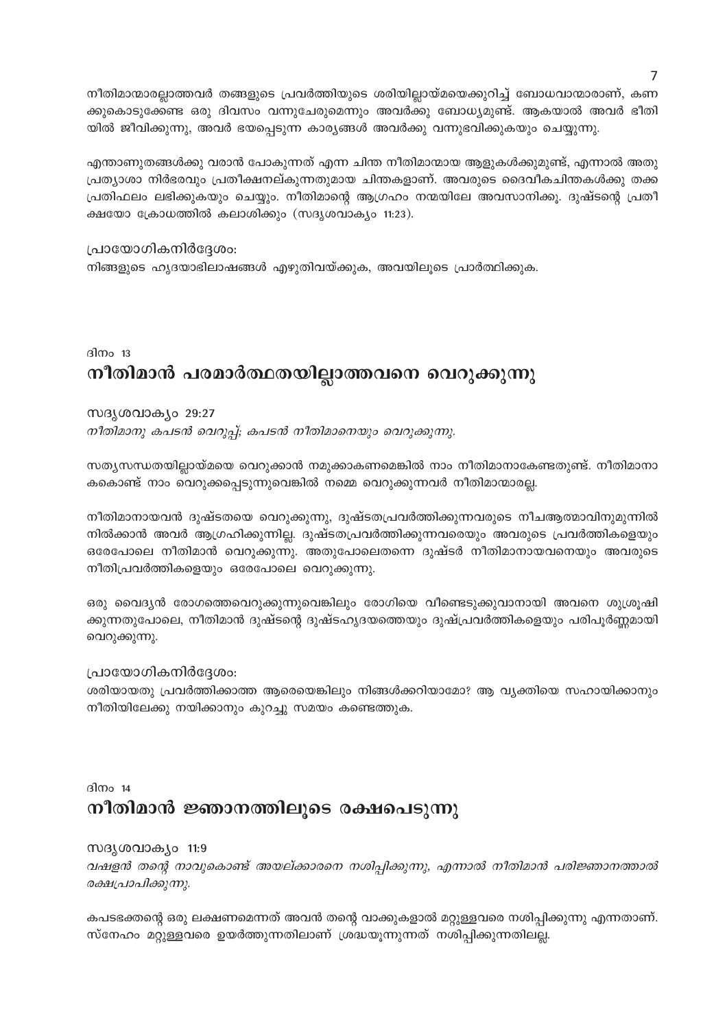നീതിമാന്മാരല്ലാത്തവർ തങ്ങളുടെ പ്രവർത്തിയുടെ ശരിയില്ലായ്മയെക്കുറിച്ച് ബോധവാന്മാരാണ്, കണക്കുകൊടുക്കേണ്ട ഒരു ദിവസം വന്നുചേരുമെന്നും അവർക്കു ബോധ്യമുണ്ട്. ആകയാൽ അവർ ഭീതിയിൽ ജീവിക്കുന്നു, അവർ ഭയപ്പെടുന്ന കാര്യങ്ങൾ അവർക്കു വന്നുഭവിക്കുകയും ചെയ്യുന്നു.

എന്താണുതങ്ങൾക്കു വരാൻ പോകുന്നത് എന്ന ചിന്ത നീതിമാന്മായ ആളുകൾക്കുമുണ്ട്, എന്നാൽ അതു പ്രത്യാശാ നിർഭരവും പ്രതീക്ഷനല്കുന്നതുമായ ചിന്തകളാണ്. അവരുടെ ദൈവീകചിന്തകൾക്കു തക്ക പ്രതിഫലം ലഭിക്കുകയും ചെയ്യും. നീതിമാന്റെ ആഗ്രഹം നന്മയിലേ അവസാനിക്കൂ. ദുഷ്ടന്റെ പ്രതീക്ഷയോ ക്രോധത്തിൽ കലാശിക്കും (സദൃശവാക്യം 11:23).

പ്രായോഗികനിർദ്ദേശം:
നിങ്ങളുടെ ഹൃദയാഭിലാഷങ്ങൾ എഴുതിവയ്ക്കുക, അവയിലൂടെ പ്രാർത്ഥിക്കുക.

ദിനം 13

## നീതിമാൻ പരമാർത്ഥതയില്ലാത്തവനെ വെറുക്കുന്നു

സദൃശവാക്യം 29:27
*നീതിമാനു കപടൻ വെറുപ്പ്; കപടൻ നീതിമാനെയും വെറുക്കുന്നു.*

സത്യസന്ധതയില്ലായ്മയെ വെറുക്കാൻ നമുക്കാകണമെങ്കിൽ നാം നീതിമാനാകേണ്ടതുണ്ട്. നീതിമാനാകകൊണ്ട് നാം വെറുക്കപ്പെടുന്നുവെങ്കിൽ നമ്മെ വെറുക്കുന്നവർ നീതിമാന്മാരല്ല.

നീതിമാനായവൻ ദുഷ്ടതയെ വെറുക്കുന്നു, ദുഷ്ടതപ്രവർത്തിക്കുന്നവരുടെ നീചആത്മാവിനുമുന്നിൽ നിൽക്കാൻ അവർ ആഗ്രഹിക്കുന്നില്ല. ദുഷ്ടതപ്രവർത്തിക്കുന്നവരെയും അവരുടെ പ്രവർത്തികളെയും ഒരേപോലെ നീതിമാൻ വെറുക്കുന്നു. അതുപോലെതന്നെ ദുഷ്ടർ നീതിമാനായവനെയും അവരുടെ നീതിപ്രവർത്തികളെയും ഒരേപോലെ വെറുക്കുന്നു.

ഒരു വൈദ്യൻ രോഗത്തെവെറുക്കുന്നുവെങ്കിലും രോഗിയെ വീണ്ടെടുക്കുവാനായി അവനെ ശുശ്രൂഷിക്കുന്നതുപോലെ, നീതിമാൻ ദുഷ്ടന്റെ ദുഷ്ടഹൃദയത്തെയും ദുഷ്പ്രവർത്തികളെയും പരിപൂർണ്ണമായി വെറുക്കുന്നു.

പ്രായോഗികനിർദ്ദേശം:
ശരിയായതു പ്രവർത്തിക്കാത്ത ആരെയെങ്കിലും നിങ്ങൾക്കറിയാമോ? ആ വ്യക്തിയെ സഹായിക്കാനും നീതിയിലേക്കു നയിക്കാനും കുറച്ചു സമയം കണ്ടെത്തുക.

ദിനം 14

## നീതിമാൻ ജ്ഞാനത്തിലൂടെ രക്ഷപെടുന്നു

സദൃശവാക്യം 11:9
*വഷളൻ തന്റെ നാവുകൊണ്ട് അയല്ക്കാരനെ നശിപ്പിക്കുന്നു, എന്നാൽ നീതിമാൻ പരിജ്ഞാനത്താൽ രക്ഷപ്രാപിക്കുന്നു.*

കപടഭക്തന്റെ ഒരു ലക്ഷണമെന്നത് അവൻ തന്റെ വാക്കുകളാൽ മറ്റുള്ളവരെ നശിപ്പിക്കുന്നു എന്നതാണ്. സ്നേഹം മറ്റുള്ളവരെ ഉയർത്തുന്നതിലാണ് ശ്രദ്ധയൂന്നുന്നത് നശിപ്പിക്കുന്നതിലല്ല.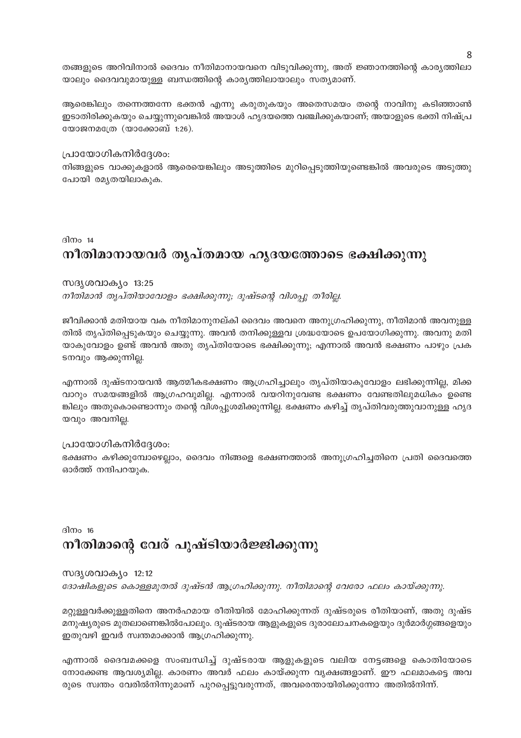തങ്ങളുടെ അറിവിനാൽ ദൈവം നീതിമാനായവനെ വിടുവിക്കുന്നു, അത് ജ്ഞാനത്തിന്റെ കാര്യത്തിലായാലും ദൈവവുമായുള്ള ബന്ധത്തിന്റെ കാര്യത്തിലായാലും സത്യമാണ്.

ആരെങ്കിലും തന്നെത്തന്നേ ഭക്തൻ എന്നു കരുതുകയും അതെസമയം തന്റെ നാവിനു കടിഞ്ഞാൺ ഇടാതിരിക്കുകയും ചെയ്യുന്നുവെങ്കിൽ അയാൾ ഹൃദയത്തെ വഞ്ചിക്കുകയാണ്; അയാളുടെ ഭക്തി നിഷ്പ്രയോജനമത്രേ (യാക്കോബ് 1:26).

പ്രായോഗികനിർദ്ദേശം:
നിങ്ങളുടെ വാക്കുകളാൽ ആരെയെങ്കിലും അടുത്തിടെ മുറിപ്പെടുത്തിയുണ്ടെങ്കിൽ അവരുടെ അടുത്തുപോയി രമ്യതയിലാകുക.

ദിനം 14

## നീതിമാനായവർ തൃപ്തമായ ഹൃദയത്തോടെ ഭക്ഷിക്കുന്നു

സദൃശവാക്യം 13:25

*നീതിമാൻ തൃപ്തിയാവോളം ഭക്ഷിക്കുന്നു; ദുഷ്ടന്റെ വിശപ്പു തീരില്ല.*

ജീവിക്കാൻ മതിയായ വക നീതിമാനുനല്കി ദൈവം അവനെ അനുഗ്രഹിക്കുന്നു, നീതിമാൻ അവനുള്ളതിൽ തൃപ്തിപ്പെടുകയും ചെയ്യുന്നു. അവൻ തനിക്കുള്ളവ ശ്രദ്ധയോടെ ഉപയോഗിക്കുന്നു. അവനു മതിയാകുവോളം ഉണ്ട് അവൻ അതു തൃപ്തിയോടെ ഭക്ഷിക്കുന്നു; എന്നാൽ അവൻ ഭക്ഷണം പാഴും പ്രകടനവും ആക്കുന്നില്ല.

എന്നാൽ ദുഷ്ടനായവൻ ആത്മീകഭക്ഷണം ആഗ്രഹിച്ചാലും തൃപ്തിയാകുവോളം ലഭിക്കുന്നില്ല, മിക്കവാറും സമയങ്ങളിൽ ആഗ്രഹവുമില്ല. എന്നാൽ വയറിനുവേണ്ട ഭക്ഷണം വേണ്ടതിലുമധികം ഉണ്ടെങ്കിലും അതുകൊണ്ടൊന്നും തന്റെ വിശപ്പുശമിക്കുന്നില്ല. ഭക്ഷണം കഴിച്ച് തൃപ്തിവരുത്തുവാനുള്ള ഹൃദയവും അവനില്ല.

പ്രായോഗികനിർദ്ദേശം:
ഭക്ഷണം കഴിക്കുമ്പോഴെല്ലാം, ദൈവം നിങ്ങളെ ഭക്ഷണത്താൽ അനുഗ്രഹിച്ചതിനെ പ്രതി ദൈവത്തെ ഓർത്ത് നന്ദിപറയുക.

ദിനം 16

## നീതിമാന്റെ വേര് പുഷ്ടിയാർജ്ജിക്കുന്നു

സദൃശവാക്യം 12:12

*ദോഷികളുടെ കൊള്ളമുതൽ ദുഷ്ടൻ ആഗ്രഹിക്കുന്നു. നീതിമാന്റെ വേരോ ഫലം കായ്ക്കുന്നു.*

മറ്റുള്ളവർക്കുള്ളതിനെ അനർഹമായ രീതിയിൽ മോഹിക്കുന്നത് ദുഷ്ടരുടെ രീതിയാണ്, അതു ദുഷ്ടമനുഷ്യരുടെ മുതലാണെങ്കിൽപോലും. ദുഷ്ടരായ ആളുകളുടെ ദുരാലോചനകളെയും ദുർമാർഗ്ഗങ്ങളെയും ഇതുവഴി ഇവർ സ്വന്തമാക്കാൻ ആഗ്രഹിക്കുന്നു.

എന്നാൽ ദൈവമക്കളെ സംബന്ധിച്ച് ദുഷ്ടരായ ആളുകളുടെ വലിയ നേട്ടങ്ങളെ കൊതിയോടെ നോക്കേണ്ട ആവശ്യമില്ല. കാരണം അവർ ഫലം കായ്ക്കുന്ന വൃക്ഷങ്ങളാണ്. ഈ ഫലമാകട്ടെ അവരുടെ സ്വന്തം വേരിൽനിന്നുമാണ് പുറപ്പെട്ടുവരുന്നത്, അവരെന്തായിരിക്കുന്നോ അതിൽനിന്ന്.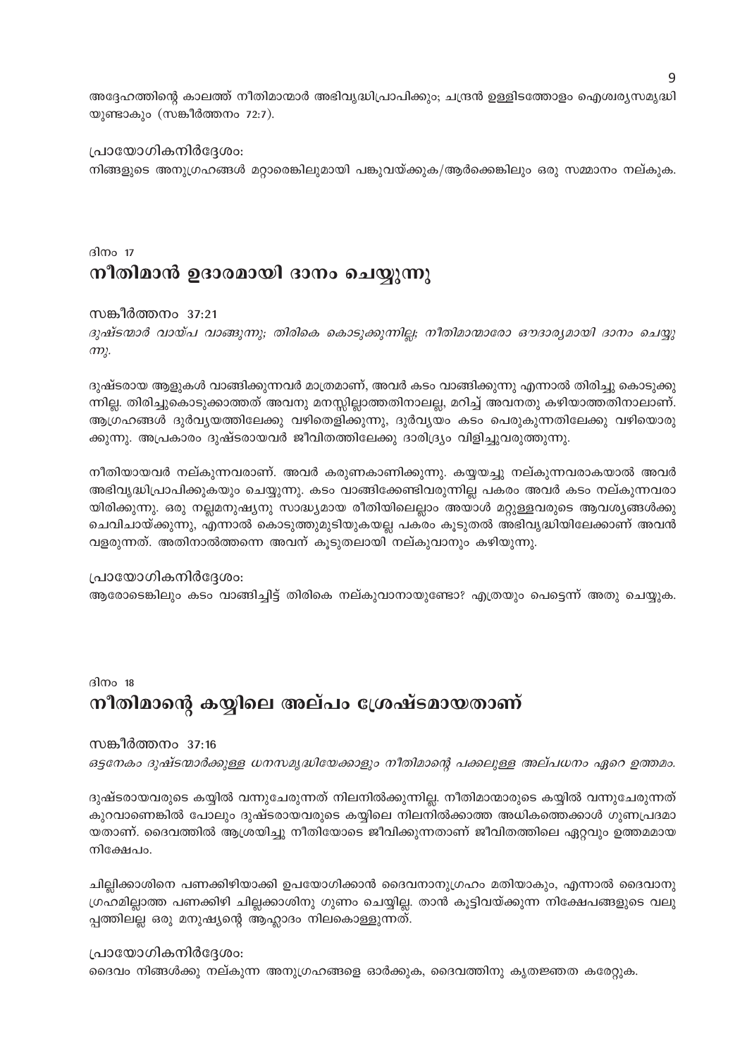അദ്ദേഹത്തിന്റെ കാലത്ത് നീതിമാന്മാർ അഭിവൃദ്ധിപ്രാപിക്കും; ചന്ദ്രൻ ഉള്ളിടത്തോളം ഐശ്വര്യസമൃദ്ധിയുണ്ടാകും (സങ്കീർത്തനം 72:7).

പ്രായോഗികനിർദ്ദേശം:
നിങ്ങളുടെ അനുഗ്രഹങ്ങൾ മറ്റാരെങ്കിലുമായി പങ്കുവയ്ക്കുക/ആർക്കെങ്കിലും ഒരു സമ്മാനം നല്കുക.

ദിനം 17

## നീതിമാൻ ഉദാരമായി ദാനം ചെയ്യുന്നു

സങ്കീർത്തനം 37:21

*ദുഷ്ടന്മാർ വായ്പ വാങ്ങുന്നു; തിരികെ കൊടുക്കുന്നില്ല; നീതിമാന്മാരോ ഔദാര്യമായി ദാനം ചെയ്യുന്നു.*

ദുഷ്ടരായ ആളുകൾ വാങ്ങിക്കുന്നവർ മാത്രമാണ്, അവർ കടം വാങ്ങിക്കുന്നു എന്നാൽ തിരിച്ചു കൊടുക്കുന്നില്ല. തിരിച്ചുകൊടുക്കാത്തത് അവനു മനസ്സില്ലാത്തതിനാലല്ല, മറിച്ച് അവനതു കഴിയാത്തതിനാലാണ്. ആഗ്രഹങ്ങൾ ദുർവ്യയത്തിലേക്കു വഴിതെളിക്കുന്നു, ദുർവ്യയം കടം പെരുകുന്നതിലേക്കു വഴിയൊരുക്കുന്നു. അപ്രകാരം ദുഷ്ടരായവർ ജീവിതത്തിലേക്കു ദാരിദ്ര്യം വിളിച്ചുവരുത്തുന്നു.

നീതിയായവർ നല്കുന്നവരാണ്. അവർ കരുണകാണിക്കുന്നു. കയ്യയച്ചു നല്കുന്നവരാകയാൽ അവർ അഭിവൃദ്ധിപ്രാപിക്കുകയും ചെയ്യുന്നു. കടം വാങ്ങിക്കേണ്ടിവരുന്നില്ല പകരം അവർ കടം നല്കുന്നവരായിരിക്കുന്നു. ഒരു നല്ലമനുഷ്യനു സാദ്ധ്യമായ രീതിയിലെല്ലാം അയാൾ മറ്റുള്ളവരുടെ ആവശ്യങ്ങൾക്കു ചെവിചായ്ക്കുന്നു, എന്നാൽ കൊടുത്തുമുടിയുകയല്ല പകരം കൂടുതൽ അഭിവൃദ്ധിയിലേക്കാണ് അവൻ വളരുന്നത്. അതിനാൽത്തന്നെ അവന് കൂടുതലായി നല്കുവാനും കഴിയുന്നു.

പ്രായോഗികനിർദ്ദേശം:
ആരോടെങ്കിലും കടം വാങ്ങിച്ചിട്ട് തിരികെ നല്കുവാനായുണ്ടോ? എത്രയും പെട്ടെന്ന് അതു ചെയ്യുക.

ദിനം 18

## നീതിമാന്റെ കയ്യിലെ അല്പം ശ്രേഷ്ടമായതാണ്

സങ്കീർത്തനം 37:16

*ഒട്ടനേകം ദുഷ്ടന്മാർക്കുള്ള ധനസമൃദ്ധിയേക്കാളും നീതിമാന്റെ പക്കലുള്ള അല്പധനം ഏറെ ഉത്തമം.*

ദുഷ്ടരായവരുടെ കയ്യിൽ വന്നുചേരുന്നത് നിലനിൽക്കുന്നില്ല. നീതിമാന്മാരുടെ കയ്യിൽ വന്നുചേരുന്നത് കുറവാണെങ്കിൽ പോലും ദുഷ്ടരായവരുടെ കയ്യിലെ നിലനിൽക്കാത്ത അധികത്തെക്കാൾ ഗുണപ്രദമായതാണ്. ദൈവത്തിൽ ആശ്രയിച്ചു നീതിയോടെ ജീവിക്കുന്നതാണ് ജീവിതത്തിലെ ഏറ്റവും ഉത്തമമായ നിക്ഷേപം.

ചില്ലിക്കാശിനെ പണക്കിഴിയാക്കി ഉപയോഗിക്കാൻ ദൈവനാനുഗ്രഹം മതിയാകും, എന്നാൽ ദൈവാനുഗ്രഹമില്ലാത്ത പണക്കിഴി ചില്ലക്കാശിനു ഗുണം ചെയ്യില്ല. താൻ കൂട്ടിവയ്ക്കുന്ന നിക്ഷേപങ്ങളുടെ വലുപ്പത്തിലല്ല ഒരു മനുഷ്യന്റെ ആഹ്ലാദം നിലകൊള്ളുന്നത്.

പ്രായോഗികനിർദ്ദേശം:
ദൈവം നിങ്ങൾക്കു നല്കുന്ന അനുഗ്രഹങ്ങളെ ഓർക്കുക, ദൈവത്തിനു കൃതജ്ഞത കരേറ്റുക.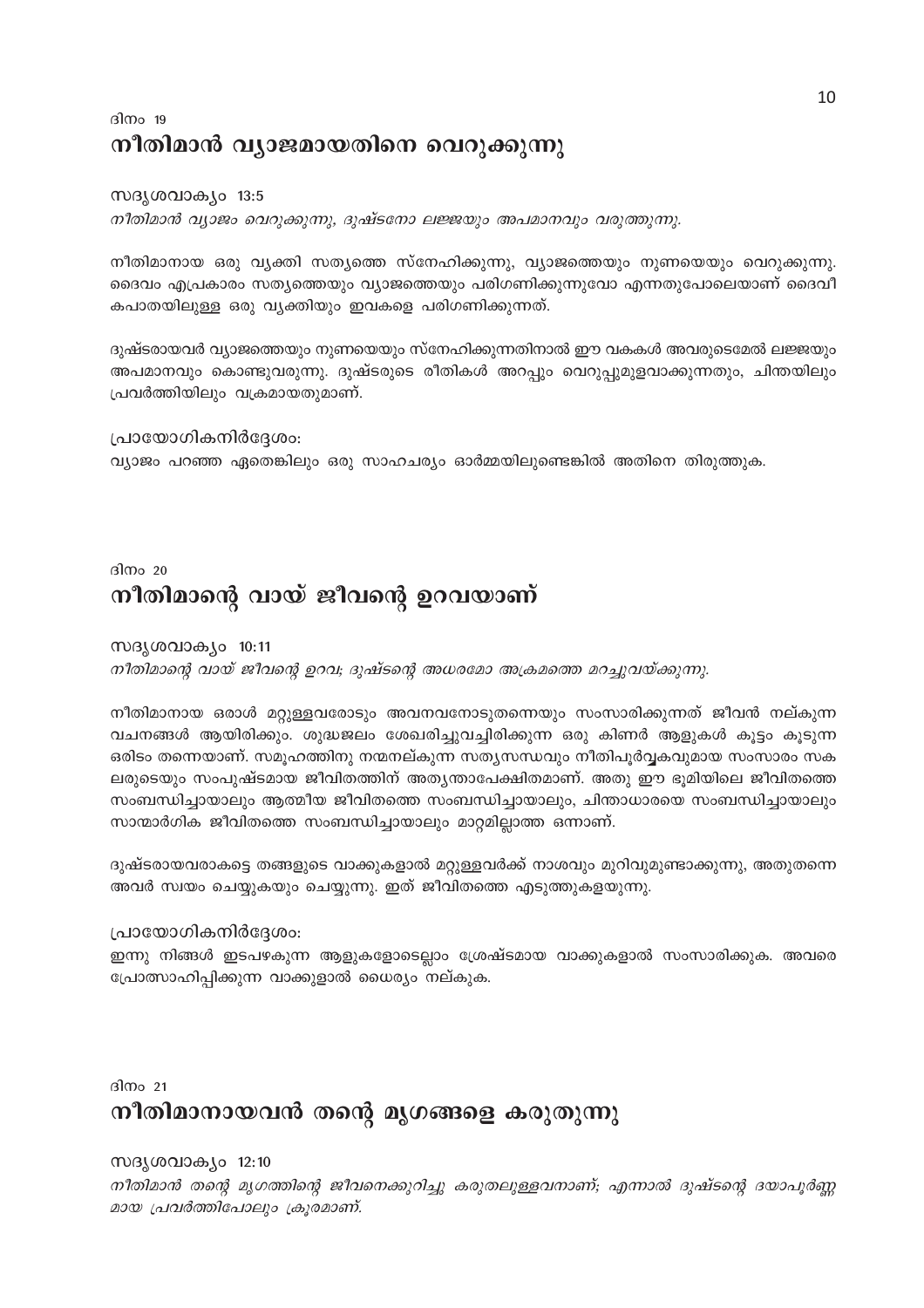ദിനം 19

## നീതിമാൻ വ്യാജമായതിനെ വെറുക്കുന്നു

സദൃശവാക്യം 13:5

*നീതിമാൻ വ്യാജം വെറുക്കുന്നു, ദുഷ്ടനോ ലജ്ജയും അപമാനവും വരുത്തുന്നു.*

നീതിമാനായ ഒരു വ്യക്തി സത്യത്തെ സ്നേഹിക്കുന്നു, വ്യാജത്തെയും നുണയെയും വെറുക്കുന്നു. ദൈവം എപ്രകാരം സത്യത്തെയും വ്യാജത്തെയും പരിഗണിക്കുന്നുവോ എന്നതുപോലെയാണ് ദൈവീകപാതയിലുള്ള ഒരു വ്യക്തിയും ഇവകളെ പരിഗണിക്കുന്നത്.

ദുഷ്ടരായവർ വ്യാജത്തെയും നുണയെയും സ്നേഹിക്കുന്നതിനാൽ ഈ വകകൾ അവരുടെമേൽ ലജ്ജയും അപമാനവും കൊണ്ടുവരുന്നു. ദുഷ്ടരുടെ രീതികൾ അറപ്പും വെറുപ്പുമുളവാക്കുന്നതും, ചിന്തയിലും പ്രവർത്തിയിലും വക്രമായതുമാണ്.

പ്രായോഗികനിർദ്ദേശം:
വ്യാജം പറഞ്ഞ ഏതെങ്കിലും ഒരു സാഹചര്യം ഓർമ്മയിലുണ്ടെങ്കിൽ അതിനെ തിരുത്തുക.

ദിനം 20

## നീതിമാന്റെ വായ് ജീവന്റെ ഉറവയാണ്

സദൃശവാക്യം 10:11

*നീതിമാന്റെ വായ് ജീവന്റെ ഉറവ; ദുഷ്ടന്റെ അധരമോ അക്രമത്തെ മറച്ചുവയ്ക്കുന്നു.*

നീതിമാനായ ഒരാൾ മറ്റുള്ളവരോടും അവനവനോടുതന്നെയും സംസാരിക്കുന്നത് ജീവൻ നല്കുന്ന വചനങ്ങൾ ആയിരിക്കും. ശുദ്ധജലം ശേഖരിച്ചുവച്ചിരിക്കുന്ന ഒരു കിണർ ആളുകൾ കൂട്ടം കൂടുന്ന ഒരിടം തന്നെയാണ്. സമൂഹത്തിനു നന്മനല്കുന്ന സത്യസന്ധവും നീതിപൂർവ്വകവുമായ സംസാരം സകലരുടെയും സംപുഷ്ടമായ ജീവിതത്തിന് അത്യന്താപേക്ഷിതമാണ്. അതു ഈ ഭൂമിയിലെ ജീവിതത്തെ സംബന്ധിച്ചായാലും ആത്മീയ ജീവിതത്തെ സംബന്ധിച്ചായാലും, ചിന്താധാരയെ സംബന്ധിച്ചായാലും സാന്മാർഗിക ജീവിതത്തെ സംബന്ധിച്ചായാലും മാറ്റമില്ലാത്ത ഒന്നാണ്.

ദുഷ്ടരായവരാകട്ടെ തങ്ങളുടെ വാക്കുകളാൽ മറ്റുള്ളവർക്ക് നാശവും മുറിവുമുണ്ടാക്കുന്നു, അതുതന്നെ അവർ സ്വയം ചെയ്യുകയും ചെയ്യുന്നു. ഇത് ജീവിതത്തെ എടുത്തുകളയുന്നു.

പ്രായോഗികനിർദ്ദേശം:
ഇന്നു നിങ്ങൾ ഇടപഴകുന്ന ആളുകളോടെല്ലാം ശ്രേഷ്ടമായ വാക്കുകളാൽ സംസാരിക്കുക. അവരെ പ്രോത്സാഹിപ്പിക്കുന്ന വാക്കുളാൽ ധൈര്യം നല്കുക.

ദിനം 21

## നീതിമാനായവൻ തന്റെ മൃഗങ്ങളെ കരുതുന്നു

സദൃശവാക്യം 12:10

*നീതിമാൻ തന്റെ മൃഗത്തിന്റെ ജീവനെക്കുറിച്ചു കരുതലുള്ളവനാണ്; എന്നാൽ ദുഷ്ടന്റെ ദയാപൂർണ്ണമായ പ്രവർത്തിപോലും ക്രൂരമാണ്.*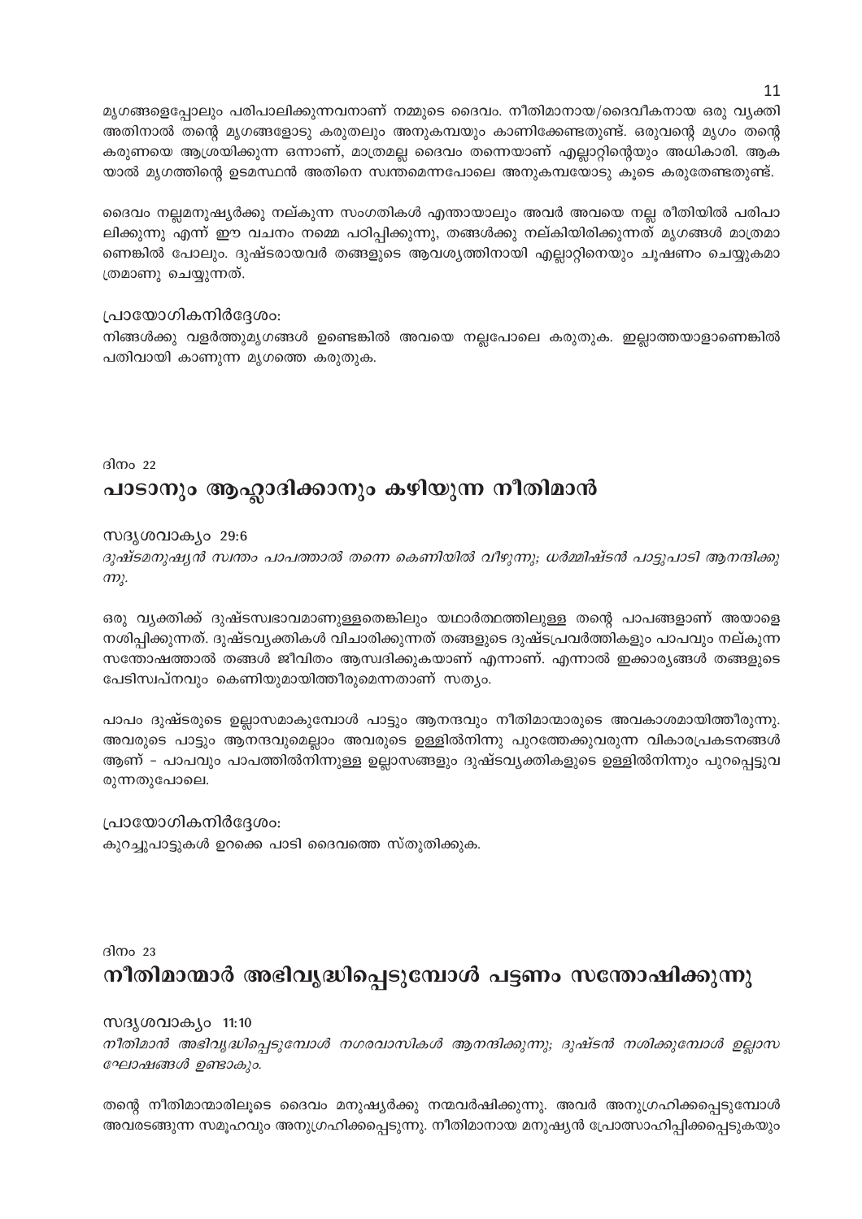മൃഗങ്ങളെപ്പോലും പരിപാലിക്കുന്നവനാണ് നമ്മുടെ ദൈവം. നീതിമാനായ/ദൈവീകനായ ഒരു വ്യക്തി അതിനാൽ തന്റെ മൃഗങ്ങളോടു കരുതലും അനുകമ്പയും കാണിക്കേണ്ടതുണ്ട്. ഒരുവന്റെ മൃഗം തന്റെ കരുണയെ ആശ്രയിക്കുന്ന ഒന്നാണ്, മാത്രമല്ല ദൈവം തന്നെയാണ് എല്ലാറ്റിന്റെയും അധികാരി. ആകയാൽ മൃഗത്തിന്റെ ഉടമസ്ഥൻ അതിനെ സ്വന്തമെന്നപോലെ അനുകമ്പയോടു കൂടെ കരുതേണ്ടതുണ്ട്.

ദൈവം നല്ലമനുഷ്യർക്കു നല്കുന്ന സംഗതികൾ എന്തായാലും അവർ അവയെ നല്ല രീതിയിൽ പരിപാലിക്കുന്നു എന്ന് ഈ വചനം നമ്മെ പഠിപ്പിക്കുന്നു, തങ്ങൾക്കു നല്കിയിരിക്കുന്നത് മൃഗങ്ങൾ മാത്രമാണെങ്കിൽ പോലും. ദുഷ്ടരായവർ തങ്ങളുടെ ആവശ്യത്തിനായി എല്ലാറ്റിനെയും ചൂഷണം ചെയ്യുകമാത്രമാണു ചെയ്യുന്നത്.

പ്രായോഗികനിർദ്ദേശം:
നിങ്ങൾക്കു വളർത്തുമൃഗങ്ങൾ ഉണ്ടെങ്കിൽ അവയെ നല്ലപോലെ കരുതുക. ഇല്ലാത്തയാളാണെങ്കിൽ പതിവായി കാണുന്ന മൃഗത്തെ കരുതുക.

ദിനം 22

## പാടാനും ആഹ്ലാദിക്കാനും കഴിയുന്ന നീതിമാൻ

സദൃശവാക്യം 29:6
*ദുഷ്ടമനുഷ്യൻ സ്വന്തം പാപത്താൽ തന്നെ കെണിയിൽ വീഴുന്നു; ധർമ്മിഷ്ടൻ പാട്ടുപാടി ആനന്ദിക്കുന്നു.*

ഒരു വ്യക്തിക്ക് ദുഷ്ടസ്വഭാവമാണുള്ളതെങ്കിലും യഥാർത്ഥത്തിലുള്ള തന്റെ പാപങ്ങളാണ് അയാളെ നശിപ്പിക്കുന്നത്. ദുഷ്ടവ്യക്തികൾ വിചാരിക്കുന്നത് തങ്ങളുടെ ദുഷ്ടപ്രവർത്തികളും പാപവും നല്കുന്ന സന്തോഷത്താൽ തങ്ങൾ ജീവിതം ആസ്വദിക്കുകയാണ് എന്നാണ്. എന്നാൽ ഇക്കാര്യങ്ങൾ തങ്ങളുടെ പേടിസ്വപ്നവും കെണിയുമായിത്തീരുമെന്നതാണ് സത്യം.

പാപം ദുഷ്ടരുടെ ഉല്ലാസമാകുമ്പോൾ പാട്ടും ആനന്ദവും നീതിമാന്മാരുടെ അവകാശമായിത്തീരുന്നു. അവരുടെ പാട്ടും ആനന്ദവുമെല്ലാം അവരുടെ ഉള്ളിൽനിന്നു പുറത്തേക്കുവരുന്ന വികാരപ്രകടനങ്ങൾ ആണ് – പാപവും പാപത്തിൽനിന്നുള്ള ഉല്ലാസങ്ങളും ദുഷ്ടവ്യക്തികളുടെ ഉള്ളിൽനിന്നും പുറപ്പെട്ടുവരുന്നതുപോലെ.

പ്രായോഗികനിർദ്ദേശം:
കുറച്ചുപാട്ടുകൾ ഉറക്കെ പാടി ദൈവത്തെ സ്തുതിക്കുക.

ദിനം 23

## നീതിമാന്മാർ അഭിവൃദ്ധിപ്പെടുമ്പോൾ പട്ടണം സന്തോഷിക്കുന്നു

സദൃശവാക്യം 11:10
*നീതിമാൻ അഭിവൃദ്ധിപ്പെടുമ്പോൾ നഗരവാസികൾ ആനന്ദിക്കുന്നു; ദുഷ്ടൻ നശിക്കുമ്പോൾ ഉല്ലാസഘോഷങ്ങൾ ഉണ്ടാകും.*

തന്റെ നീതിമാന്മാരിലൂടെ ദൈവം മനുഷ്യർക്കു നന്മവർഷിക്കുന്നു. അവർ അനുഗ്രഹിക്കപ്പെടുമ്പോൾ അവരടങ്ങുന്ന സമൂഹവും അനുഗ്രഹിക്കപ്പെടുന്നു. നീതിമാനായ മനുഷ്യൻ പ്രോത്സാഹിപ്പിക്കപ്പെടുകയും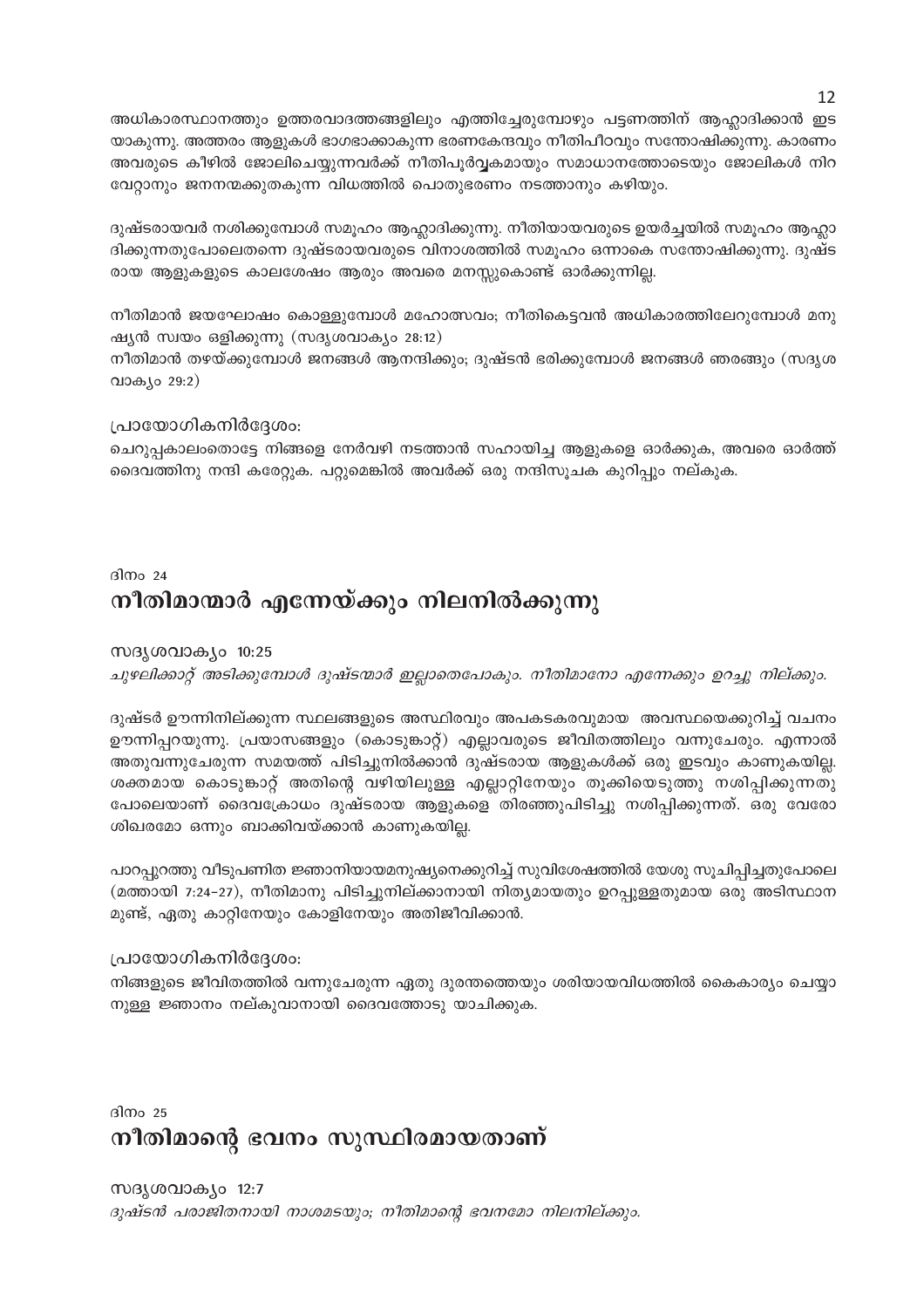അധികാരസ്ഥാനത്തും ഉത്തരവാദത്തങ്ങളിലും എത്തിച്ചേരുമ്പോഴും പട്ടണത്തിന് ആഹ്ലാദിക്കാൻ ഇട യാകുന്നു. അത്തരം ആളുകൾ ഭാഗഭാക്കാകുന്ന ഭരണകേന്ദ്രവും നീതിപീഠവും സന്തോഷിക്കുന്നു. കാരണം അവരുടെ കീഴിൽ ജോലിചെയ്യുന്നവർക്ക് നീതിപൂർവ്വകമായും സമാധാനത്തോടെയും ജോലികൾ നിറ വേറ്റാനും ജനനന്മക്കുതകുന്ന വിധത്തിൽ പൊതുഭരണം നടത്താനും കഴിയും.

ദുഷ്ടരായവർ നശിക്കുമ്പോൾ സമൂഹം ആഹ്ലാദിക്കുന്നു. നീതിയായവരുടെ ഉയർച്ചയിൽ സമൂഹം ആഹ്ലാ ദിക്കുന്നതുപോലെതന്നെ ദുഷ്ടരായവരുടെ വിനാശത്തിൽ സമൂഹം ഒന്നാകെ സന്തോഷിക്കുന്നു. ദുഷ്ട രായ ആളുകളുടെ കാലശേഷം ആരും അവരെ മനസ്സുകൊണ്ട് ഓർക്കുന്നില്ല.

നീതിമാൻ ജയഘോഷം കൊള്ളുമ്പോൾ മഹോത്സവം; നീതികെട്ടവൻ അധികാരത്തിലേറുമ്പോൾ മനു ഷ്യൻ സ്വയം ഒളിക്കുന്നു (സദൃശവാക്യം 28:12)
നീതിമാൻ തഴയ്ക്കുമ്പോൾ ജനങ്ങൾ ആനന്ദിക്കും; ദുഷ്ടൻ ഭരിക്കുമ്പോൾ ജനങ്ങൾ ഞരങ്ങും (സദൃശ വാക്യം 29:2)

പ്രായോഗികനിർദ്ദേശം:
ചെറുപ്പകാലംതൊട്ടേ നിങ്ങളെ നേർവഴി നടത്താൻ സഹായിച്ച ആളുകളെ ഓർക്കുക, അവരെ ഓർത്ത് ദൈവത്തിനു നന്ദി കരേറ്റുക. പറ്റുമെങ്കിൽ അവർക്ക് ഒരു നന്ദിസൂചക കുറിപ്പും നല്കുക.

ദിനം 24
# നീതിമാന്മാർ എന്നേയ്ക്കും നിലനിൽക്കുന്നു

സദൃശവാക്യം 10:25
*ചുഴലിക്കാറ്റ് അടിക്കുമ്പോൾ ദുഷ്ടന്മാർ ഇല്ലാതെപോകും. നീതിമാനോ എന്നേക്കും ഉറച്ചു നില്ക്കും.*

ദുഷ്ടർ ഊന്നിനില്ക്കുന്ന സ്ഥലങ്ങളുടെ അസ്ഥിരവും അപകടകരവുമായ അവസ്ഥയെക്കുറിച്ച് വചനം ഊന്നിപ്പറയുന്നു. പ്രയാസങ്ങളും (കൊടുങ്കാറ്റ്) എല്ലാവരുടെ ജീവിതത്തിലും വന്നുചേരും. എന്നാൽ അതുവന്നുചേരുന്ന സമയത്ത് പിടിച്ചുനിൽക്കാൻ ദുഷ്ടരായ ആളുകൾക്ക് ഒരു ഇടവും കാണുകയില്ല. ശക്തമായ കൊടുങ്കാറ്റ് അതിന്റെ വഴിയിലുള്ള എല്ലാറ്റിനേയും തൂക്കിയെടുത്തു നശിപ്പിക്കുന്നതു പോലെയാണ് ദൈവക്രോധം ദുഷ്ടരായ ആളുകളെ തിരഞ്ഞുപിടിച്ചു നശിപ്പിക്കുന്നത്. ഒരു വേരോ ശിഖരമോ ഒന്നും ബാക്കിവയ്ക്കാൻ കാണുകയില്ല.

പാറപ്പുറത്തു വീടുപണിത ജ്ഞാനിയായമനുഷ്യനെക്കുറിച്ച് സുവിശേഷത്തിൽ യേശു സൂചിപ്പിച്ചതുപോലെ (മത്തായി 7:24–27), നീതിമാനു പിടിച്ചുനില്ക്കാനായി നിത്യമായതും ഉറപ്പുള്ളതുമായ ഒരു അടിസ്ഥാന മുണ്ട്, ഏതു കാറ്റിനേയും കോളിനേയും അതിജീവിക്കാൻ.

പ്രായോഗികനിർദ്ദേശം:
നിങ്ങളുടെ ജീവിതത്തിൽ വന്നുചേരുന്ന ഏതു ദുരന്തത്തെയും ശരിയായവിധത്തിൽ കൈകാര്യം ചെയ്യാ നുള്ള ജ്ഞാനം നല്കുവാനായി ദൈവത്തോടു യാചിക്കുക.

ദിനം 25
# നീതിമാന്റെ ഭവനം സുസ്ഥിരമായതാണ്

സദൃശവാക്യം 12:7
*ദുഷ്ടൻ പരാജിതനായി നാശമടയും; നീതിമാന്റെ ഭവനമോ നിലനില്ക്കും.*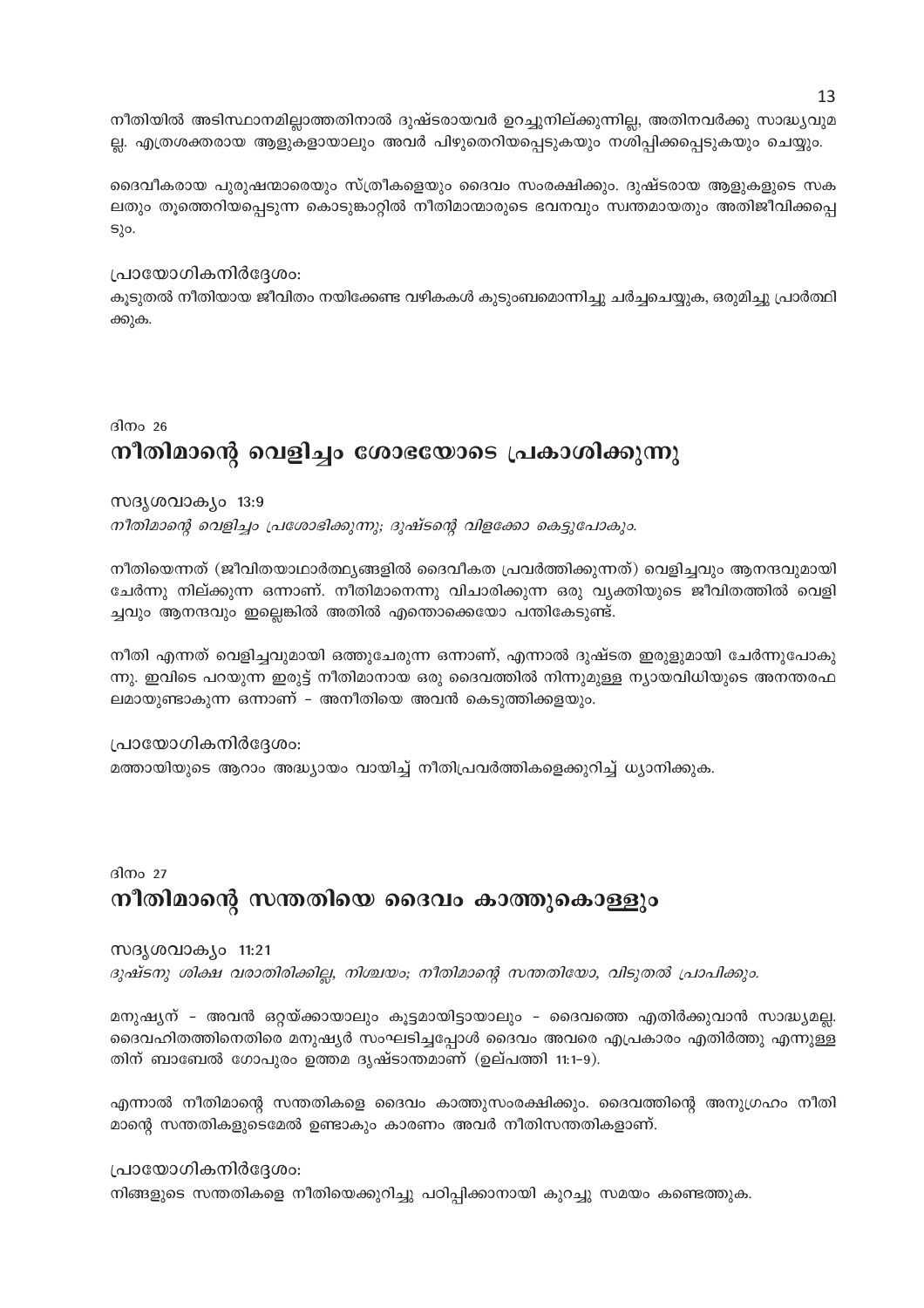നീതിയിൽ അടിസ്ഥാനമില്ലാത്തതിനാൽ ദുഷ്ടരായവർ ഉറച്ചുനില്ക്കുന്നില്ല, അതിനവർക്കു സാദ്ധ്യവുമല്ല. എത്രശക്തരായ ആളുകളായാലും അവർ പിഴുതെറിയപ്പെടുകയും നശിപ്പിക്കപ്പെടുകയും ചെയ്യും.

ദൈവീകരായ പുരുഷന്മാരെയും സ്ത്രീകളെയും ദൈവം സംരക്ഷിക്കും. ദുഷ്ടരായ ആളുകളുടെ സകലതും തൂത്തെറിയപ്പെടുന്ന കൊടുങ്കാറ്റിൽ നീതിമാന്മാരുടെ ഭവനവും സ്വന്തമായതും അതിജീവിക്കപ്പെടും.

പ്രായോഗികനിർദ്ദേശം:
കൂടുതൽ നീതിയായ ജീവിതം നയിക്കേണ്ട വഴികകൾ കുടുംബമൊന്നിച്ചു ചർച്ചചെയ്യുക, ഒരുമിച്ചു പ്രാർത്ഥിക്കുക.

ദിനം 26

## നീതിമാന്റെ വെളിച്ചം ശോഭയോടെ പ്രകാശിക്കുന്നു

സദൃശവാക്യം 13:9

*നീതിമാന്റെ വെളിച്ചം പ്രശോഭിക്കുന്നു; ദുഷ്ടന്റെ വിളക്കോ കെട്ടുപോകും.*

നീതിയെന്നത് (ജീവിതയാഥാർത്ഥ്യങ്ങളിൽ ദൈവീകത പ്രവർത്തിക്കുന്നത്) വെളിച്ചവും ആനന്ദവുമായി ചേർന്നു നില്ക്കുന്ന ഒന്നാണ്. നീതിമാനെന്നു വിചാരിക്കുന്ന ഒരു വ്യക്തിയുടെ ജീവിതത്തിൽ വെളിച്ചവും ആനന്ദവും ഇല്ലെങ്കിൽ അതിൽ എന്തൊക്കെയോ പന്തികേടുണ്ട്.

നീതി എന്നത് വെളിച്ചവുമായി ഒത്തുചേരുന്ന ഒന്നാണ്, എന്നാൽ ദുഷ്ടത ഇരുളുമായി ചേർന്നുപോകുന്നു. ഇവിടെ പറയുന്ന ഇരുട്ട് നീതിമാനായ ഒരു ദൈവത്തിൽ നിന്നുമുള്ള ന്യായവിധിയുടെ അനന്തരഫലമായുണ്ടാകുന്ന ഒന്നാണ് – അനീതിയെ അവൻ കെടുത്തിക്കളയും.

പ്രായോഗികനിർദ്ദേശം:
മത്തായിയുടെ ആറാം അദ്ധ്യായം വായിച്ച് നീതിപ്രവർത്തികളെക്കുറിച്ച് ധ്യാനിക്കുക.

ദിനം 27

## നീതിമാന്റെ സന്തതിയെ ദൈവം കാത്തുകൊള്ളും

സദൃശവാക്യം 11:21

*ദുഷ്ടനു ശിക്ഷ വരാതിരിക്കില്ല, നിശ്ചയം; നീതിമാന്റെ സന്തതിയോ, വിടുതൽ പ്രാപിക്കും.*

മനുഷ്യന് – അവൻ ഒറ്റയ്ക്കായാലും കൂട്ടമായിട്ടായാലും – ദൈവത്തെ എതിർക്കുവാൻ സാദ്ധ്യമല്ല. ദൈവഹിതത്തിനെതിരെ മനുഷ്യർ സംഘടിച്ചപ്പോൾ ദൈവം അവരെ എപ്രകാരം എതിർത്തു എന്നുള്ളതിന് ബാബേൽ ഗോപുരം ഉത്തമ ദൃഷ്ടാന്തമാണ് (ഉല്പത്തി 11:1–9).

എന്നാൽ നീതിമാന്റെ സന്തതികളെ ദൈവം കാത്തുസംരക്ഷിക്കും. ദൈവത്തിന്റെ അനുഗ്രഹം നീതിമാന്റെ സന്തതികളുടെമേൽ ഉണ്ടാകും കാരണം അവർ നീതിസന്തതികളാണ്.

പ്രായോഗികനിർദ്ദേശം:
നിങ്ങളുടെ സന്തതികളെ നീതിയെക്കുറിച്ചു പഠിപ്പിക്കാനായി കുറച്ചു സമയം കണ്ടെത്തുക.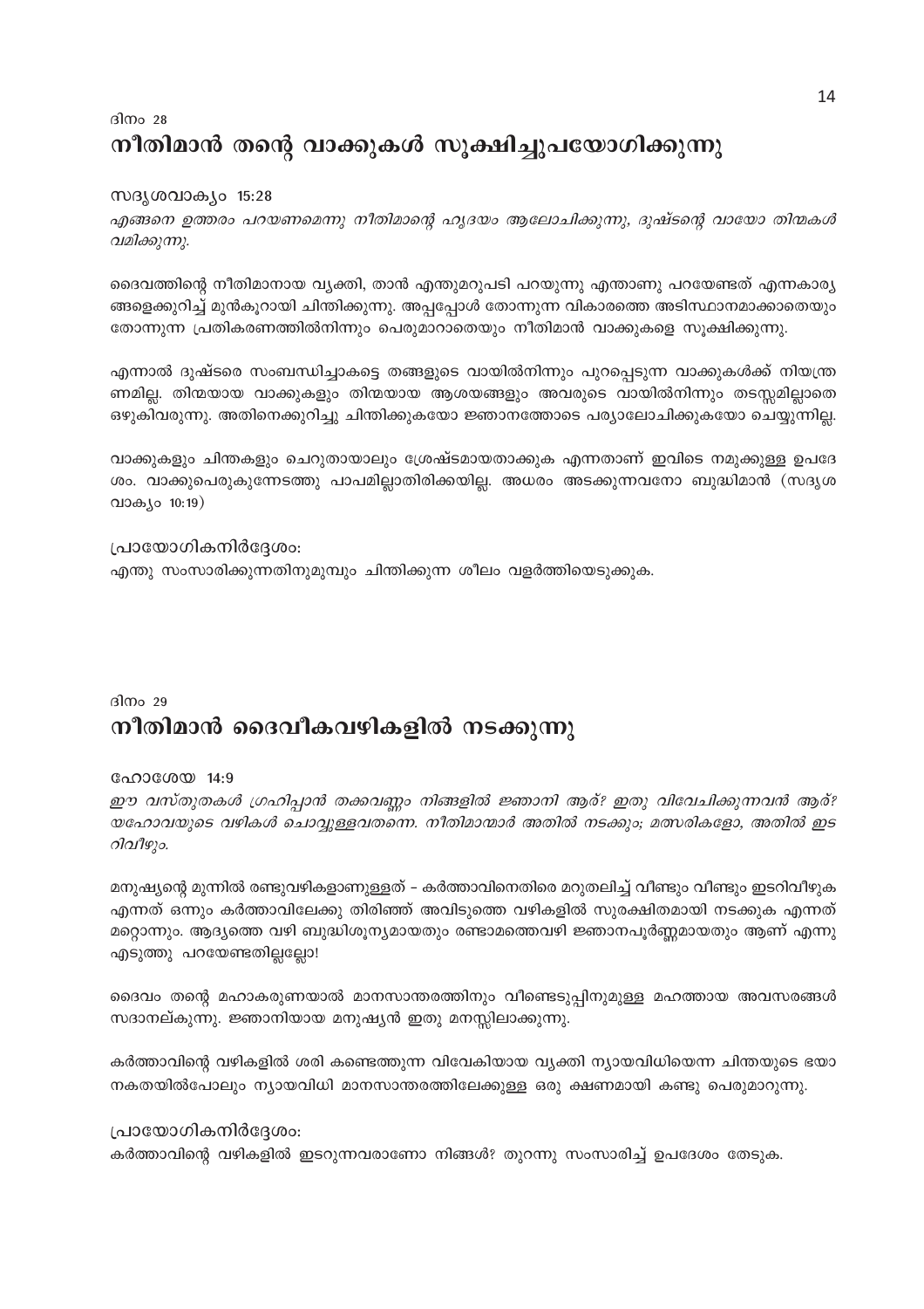ദിനം 28

## നീതിമാൻ തന്റെ വാക്കുകൾ സൂക്ഷിച്ചുപയോഗിക്കുന്നു

സദൃശവാക്യം 15:28

*എങ്ങനെ ഉത്തരം പറയണമെന്നു നീതിമാന്റെ ഹൃദയം ആലോചിക്കുന്നു, ദുഷ്ടന്റെ വായോ തിന്മകൾ വമിക്കുന്നു.*

ദൈവത്തിന്റെ നീതിമാനായ വ്യക്തി, താൻ എന്തുമറുപടി പറയുന്നു എന്താണു പറയേണ്ടത് എന്നകാര്യങ്ങളെക്കുറിച്ച് മുൻകൂറായി ചിന്തിക്കുന്നു. അപ്പപ്പോൾ തോന്നുന്ന വികാരത്തെ അടിസ്ഥാനമാക്കാതെയും തോന്നുന്ന പ്രതികരണത്തിൽനിന്നും പെരുമാറാതെയും നീതിമാൻ വാക്കുകളെ സൂക്ഷിക്കുന്നു.

എന്നാൽ ദുഷ്ടരെ സംബന്ധിച്ചാകട്ടെ തങ്ങളുടെ വായിൽനിന്നും പുറപ്പെടുന്ന വാക്കുകൾക്ക് നിയന്ത്രണമില്ല. തിന്മയായ വാക്കുകളും തിന്മയായ ആശയങ്ങളും അവരുടെ വായിൽനിന്നും തടസ്സമില്ലാതെ ഒഴുകിവരുന്നു. അതിനെക്കുറിച്ചു ചിന്തിക്കുകയോ ജ്ഞാനത്തോടെ പര്യാലോചിക്കുകയോ ചെയ്യുന്നില്ല.

വാക്കുകളും ചിന്തകളും ചെറുതായാലും ശ്രേഷ്ടമായതാക്കുക എന്നതാണ് ഇവിടെ നമുക്കുള്ള ഉപദേശം. വാക്കുപെരുകുന്നേടത്തു പാപമില്ലാതിരിക്കയില്ല. അധരം അടക്കുന്നവനോ ബുദ്ധിമാൻ (സദൃശവാക്യം 10:19)

പ്രായോഗികനിർദ്ദേശം:
എന്തു സംസാരിക്കുന്നതിനുമുമ്പും ചിന്തിക്കുന്ന ശീലം വളർത്തിയെടുക്കുക.

ദിനം 29

## നീതിമാൻ ദൈവീകവഴികളിൽ നടക്കുന്നു

ഹോശേയ 14:9

*ഈ വസ്തുതകൾ ഗ്രഹിപ്പാൻ തക്കവണ്ണം നിങ്ങളിൽ ജ്ഞാനി ആര്? ഇതു വിവേചിക്കുന്നവൻ ആര്? യഹോവയുടെ വഴികൾ ചൊവ്വുള്ളവതന്നെ. നീതിമാന്മാർ അതിൽ നടക്കും; മത്സരികളോ, അതിൽ ഇടറിവീഴും.*

മനുഷ്യന്റെ മുന്നിൽ രണ്ടുവഴികളാണുള്ളത് – കർത്താവിനെതിരെ മറുതലിച്ച് വീണ്ടും വീണ്ടും ഇടറിവീഴുക എന്നത് ഒന്നും കർത്താവിലേക്കു തിരിഞ്ഞ് അവിടുത്തെ വഴികളിൽ സുരക്ഷിതമായി നടക്കുക എന്നത് മറ്റൊന്നും. ആദ്യത്തെ വഴി ബുദ്ധിശൂന്യമായതും രണ്ടാമത്തെവഴി ജ്ഞാനപൂർണ്ണമായതും ആണ് എന്നു എടുത്തു പറയേണ്ടതില്ലല്ലോ!

ദൈവം തന്റെ മഹാകരുണയാൽ മാനസാന്തരത്തിനും വീണ്ടെടുപ്പിനുമുള്ള മഹത്തായ അവസരങ്ങൾ സദാനല്കുന്നു. ജ്ഞാനിയായ മനുഷ്യൻ ഇതു മനസ്സിലാക്കുന്നു.

കർത്താവിന്റെ വഴികളിൽ ശരി കണ്ടെത്തുന്ന വിവേകിയായ വ്യക്തി ന്യായവിധിയെന്ന ചിന്തയുടെ ഭയാനകതയിൽപോലും ന്യായവിധി മാനസാന്തരത്തിലേക്കുള്ള ഒരു ക്ഷണമായി കണ്ടു പെരുമാറുന്നു.

പ്രായോഗികനിർദ്ദേശം:
കർത്താവിന്റെ വഴികളിൽ ഇടറുന്നവരാണോ നിങ്ങൾ? തുറന്നു സംസാരിച്ച് ഉപദേശം തേടുക.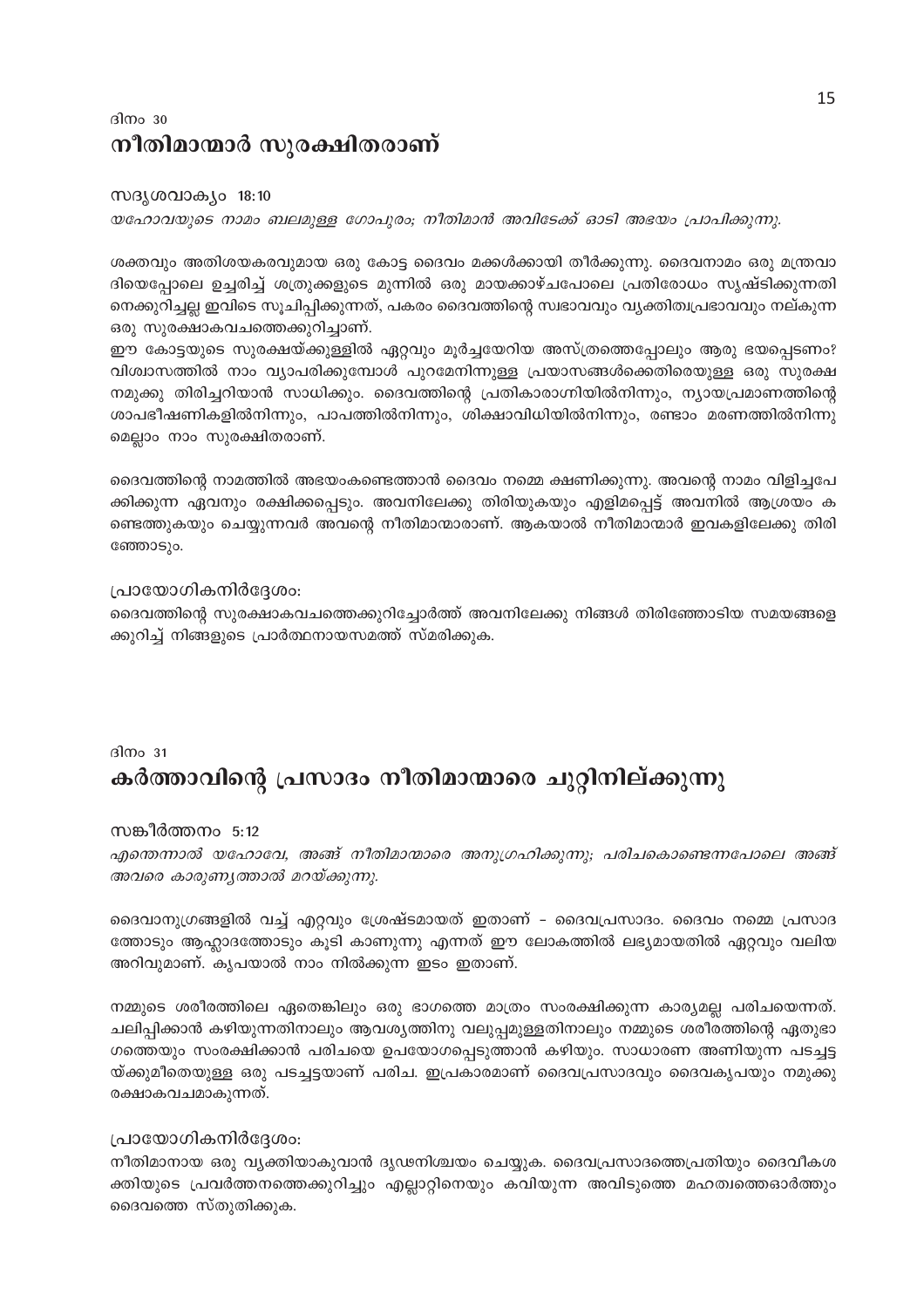ദിനം 30

## നീതിമാന്മാർ സുരക്ഷിതരാണ്

സദൃശവാക്യം 18:10

*യഹോവയുടെ നാമം ബലമുള്ള ഗോപുരം; നീതിമാൻ അവിടേക്ക് ഓടി അഭയം പ്രാപിക്കുന്നു.*

ശക്തവും അതിശയകരവുമായ ഒരു കോട്ട ദൈവം മക്കൾക്കായി തീർക്കുന്നു. ദൈവനാമം ഒരു മന്ത്രവാദിയെപ്പോലെ ഉച്ചരിച്ച് ശത്രുക്കളുടെ മുന്നിൽ ഒരു മായക്കാഴ്ചപോലെ പ്രതിരോധം സൃഷ്ടിക്കുന്നതിനെക്കുറിച്ചല്ല ഇവിടെ സൂചിപ്പിക്കുന്നത്, പകരം ദൈവത്തിന്റെ സ്വഭാവവും വ്യക്തിത്വപ്രഭാവവും നല്കുന്ന ഒരു സുരക്ഷാകവചത്തെക്കുറിച്ചാണ്.

ഈ കോട്ടയുടെ സുരക്ഷയ്ക്കുള്ളിൽ ഏറ്റവും മൂർച്ചയേറിയ അസ്ത്രത്തെപ്പോലും ആരു ഭയപ്പെടണം? വിശ്വാസത്തിൽ നാം വ്യാപരിക്കുമ്പോൾ പുറമേനിന്നുള്ള പ്രയാസങ്ങൾക്കെതിരെയുള്ള ഒരു സുരക്ഷ നമുക്കു തിരിച്ചറിയാൻ സാധിക്കും. ദൈവത്തിന്റെ പ്രതികാരാഗ്നിയിൽനിന്നും, ന്യായപ്രമാണത്തിന്റെ ശാപഭീഷണികളിൽനിന്നും, പാപത്തിൽനിന്നും, ശിക്ഷാവിധിയിൽനിന്നും, രണ്ടാം മരണത്തിൽനിന്നുമെല്ലാം നാം സുരക്ഷിതരാണ്.

ദൈവത്തിന്റെ നാമത്തിൽ അഭയംകണ്ടെത്താൻ ദൈവം നമ്മെ ക്ഷണിക്കുന്നു. അവന്റെ നാമം വിളിച്ചപേക്കിക്കുന്ന ഏവനും രക്ഷിക്കപ്പെടും. അവനിലേക്കു തിരിയുകയും എളിമപ്പെട്ട് അവനിൽ ആശ്രയം കണ്ടെത്തുകയും ചെയ്യുന്നവർ അവന്റെ നീതിമാന്മാരാണ്. ആകയാൽ നീതിമാന്മാർ ഇവകളിലേക്കു തിരിഞ്ഞോടും.

പ്രായോഗികനിർദ്ദേശം:

ദൈവത്തിന്റെ സുരക്ഷാകവചത്തെക്കുറിച്ചോർത്ത് അവനിലേക്കു നിങ്ങൾ തിരിഞ്ഞോടിയ സമയങ്ങളെക്കുറിച്ച് നിങ്ങളുടെ പ്രാർത്ഥനായസമത്ത് സ്മരിക്കുക.

ദിനം 31

## കർത്താവിന്റെ പ്രസാദം നീതിമാന്മാരെ ചുറ്റിനില്ക്കുന്നു

സങ്കീർത്തനം 5:12

*എന്തെന്നാൽ യഹോവേ, അങ്ങ് നീതിമാന്മാരെ അനുഗ്രഹിക്കുന്നു; പരിചകൊണ്ടെന്നപോലെ അങ്ങ് അവരെ കാരുണ്യത്താൽ മറയ്ക്കുന്നു.*

ദൈവാനുഗ്രങ്ങളിൽ വച്ച് എറ്റവും ശ്രേഷ്ടമായത് ഇതാണ് – ദൈവപ്രസാദം. ദൈവം നമ്മെ പ്രസാദത്തോടും ആഹ്ലാദത്തോടും കൂടി കാണുന്നു എന്നത് ഈ ലോകത്തിൽ ലഭ്യമായതിൽ ഏറ്റവും വലിയ അറിവുമാണ്. കൃപയാൽ നാം നിൽക്കുന്ന ഇടം ഇതാണ്.

നമ്മുടെ ശരീരത്തിലെ ഏതെങ്കിലും ഒരു ഭാഗത്തെ മാത്രം സംരക്ഷിക്കുന്ന കാര്യമല്ല പരിചയെന്നത്. ചലിപ്പിക്കാൻ കഴിയുന്നതിനാലും ആവശ്യത്തിനു വലുപ്പമുള്ളതിനാലും നമ്മുടെ ശരീരത്തിന്റെ ഏതുഭാഗത്തെയും സംരക്ഷിക്കാൻ പരിചയെ ഉപയോഗപ്പെടുത്താൻ കഴിയും. സാധാരണ അണിയുന്ന പടച്ചട്ടയ്ക്കുമീതെയുള്ള ഒരു പടച്ചട്ടയാണ് പരിച. ഇപ്രകാരമാണ് ദൈവപ്രസാദവും ദൈവകൃപയും നമുക്കു രക്ഷാകവചമാകുന്നത്.

പ്രായോഗികനിർദ്ദേശം:

നീതിമാനായ ഒരു വ്യക്തിയാകുവാൻ ദൃഢനിശ്ചയം ചെയ്യുക. ദൈവപ്രസാദത്തെപ്രതിയും ദൈവീകശക്തിയുടെ പ്രവർത്തനത്തെക്കുറിച്ചും എല്ലാറ്റിനെയും കവിയുന്ന അവിടുത്തെ മഹത്വത്തെഓർത്തും ദൈവത്തെ സ്തുതിക്കുക.